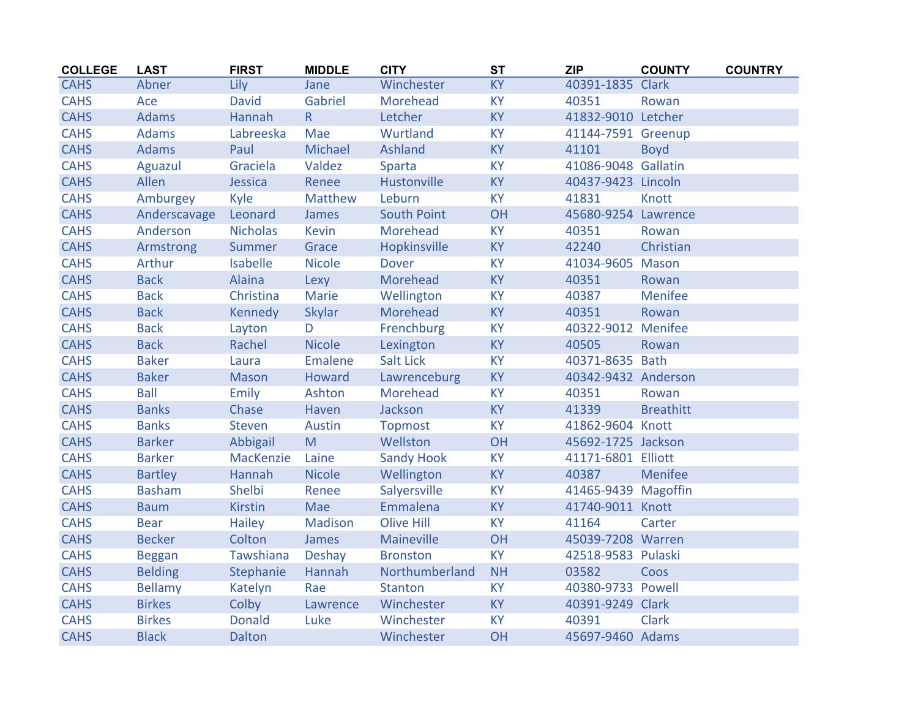| COLLEGE | LAST | FIRST | MIDDLE | CITY | ST | ZIP | COUNTY | COUNTRY |
|---|---|---|---|---|---|---|---|---|
| CAHS | Abner | Lily | Jane | Winchester | KY | 40391-1835 | Clark | |
| CAHS | Ace | David | Gabriel | Morehead | KY | 40351 | Rowan | |
| CAHS | Adams | Hannah | R | Letcher | KY | 41832-9010 | Letcher | |
| CAHS | Adams | Labreeska | Mae | Wurtland | KY | 41144-7591 | Greenup | |
| CAHS | Adams | Paul | Michael | Ashland | KY | 41101 | Boyd | |
| CAHS | Aguazul | Graciela | Valdez | Sparta | KY | 41086-9048 | Gallatin | |
| CAHS | Allen | Jessica | Renee | Hustonville | KY | 40437-9423 | Lincoln | |
| CAHS | Amburgey | Kyle | Matthew | Leburn | KY | 41831 | Knott | |
| CAHS | Anderscavage | Leonard | James | South Point | OH | 45680-9254 | Lawrence | |
| CAHS | Anderson | Nicholas | Kevin | Morehead | KY | 40351 | Rowan | |
| CAHS | Armstrong | Summer | Grace | Hopkinsville | KY | 42240 | Christian | |
| CAHS | Arthur | Isabelle | Nicole | Dover | KY | 41034-9605 | Mason | |
| CAHS | Back | Alaina | Lexy | Morehead | KY | 40351 | Rowan | |
| CAHS | Back | Christina | Marie | Wellington | KY | 40387 | Menifee | |
| CAHS | Back | Kennedy | Skylar | Morehead | KY | 40351 | Rowan | |
| CAHS | Back | Layton | D | Frenchburg | KY | 40322-9012 | Menifee | |
| CAHS | Back | Rachel | Nicole | Lexington | KY | 40505 | Rowan | |
| CAHS | Baker | Laura | Emalene | Salt Lick | KY | 40371-8635 | Bath | |
| CAHS | Baker | Mason | Howard | Lawrenceburg | KY | 40342-9432 | Anderson | |
| CAHS | Ball | Emily | Ashton | Morehead | KY | 40351 | Rowan | |
| CAHS | Banks | Chase | Haven | Jackson | KY | 41339 | Breathitt | |
| CAHS | Banks | Steven | Austin | Topmost | KY | 41862-9604 | Knott | |
| CAHS | Barker | Abbigail | M | Wellston | OH | 45692-1725 | Jackson | |
| CAHS | Barker | MacKenzie | Laine | Sandy Hook | KY | 41171-6801 | Elliott | |
| CAHS | Bartley | Hannah | Nicole | Wellington | KY | 40387 | Menifee | |
| CAHS | Basham | Shelbi | Renee | Salyersville | KY | 41465-9439 | Magoffin | |
| CAHS | Baum | Kirstin | Mae | Emmalena | KY | 41740-9011 | Knott | |
| CAHS | Bear | Hailey | Madison | Olive Hill | KY | 41164 | Carter | |
| CAHS | Becker | Colton | James | Maineville | OH | 45039-7208 | Warren | |
| CAHS | Beggan | Tawshiana | Deshay | Bronston | KY | 42518-9583 | Pulaski | |
| CAHS | Belding | Stephanie | Hannah | Northumberland | NH | 03582 | Coos | |
| CAHS | Bellamy | Katelyn | Rae | Stanton | KY | 40380-9733 | Powell | |
| CAHS | Birkes | Colby | Lawrence | Winchester | KY | 40391-9249 | Clark | |
| CAHS | Birkes | Donald | Luke | Winchester | KY | 40391 | Clark | |
| CAHS | Black | Dalton | | Winchester | OH | 45697-9460 | Adams | |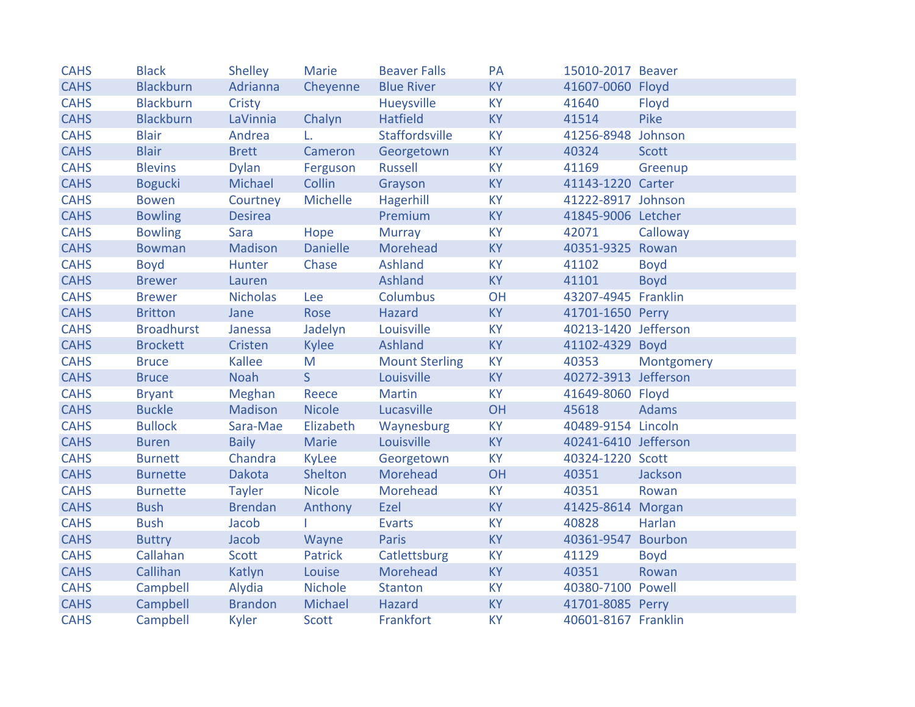| | | | | | | | |
|---|---|---|---|---|---|---|---|
| CAHS | Black | Shelley | Marie | Beaver Falls | PA | 15010-2017 | Beaver |
| CAHS | Blackburn | Adrianna | Cheyenne | Blue River | KY | 41607-0060 | Floyd |
| CAHS | Blackburn | Cristy | | Hueysville | KY | 41640 | Floyd |
| CAHS | Blackburn | LaVinnia | Chalyn | Hatfield | KY | 41514 | Pike |
| CAHS | Blair | Andrea | L. | Staffordsville | KY | 41256-8948 | Johnson |
| CAHS | Blair | Brett | Cameron | Georgetown | KY | 40324 | Scott |
| CAHS | Blevins | Dylan | Ferguson | Russell | KY | 41169 | Greenup |
| CAHS | Bogucki | Michael | Collin | Grayson | KY | 41143-1220 | Carter |
| CAHS | Bowen | Courtney | Michelle | Hagerhill | KY | 41222-8917 | Johnson |
| CAHS | Bowling | Desirea | | Premium | KY | 41845-9006 | Letcher |
| CAHS | Bowling | Sara | Hope | Murray | KY | 42071 | Calloway |
| CAHS | Bowman | Madison | Danielle | Morehead | KY | 40351-9325 | Rowan |
| CAHS | Boyd | Hunter | Chase | Ashland | KY | 41102 | Boyd |
| CAHS | Brewer | Lauren | | Ashland | KY | 41101 | Boyd |
| CAHS | Brewer | Nicholas | Lee | Columbus | OH | 43207-4945 | Franklin |
| CAHS | Britton | Jane | Rose | Hazard | KY | 41701-1650 | Perry |
| CAHS | Broadhurst | Janessa | Jadelyn | Louisville | KY | 40213-1420 | Jefferson |
| CAHS | Brockett | Cristen | Kylee | Ashland | KY | 41102-4329 | Boyd |
| CAHS | Bruce | Kallee | M | Mount Sterling | KY | 40353 | Montgomery |
| CAHS | Bruce | Noah | S | Louisville | KY | 40272-3913 | Jefferson |
| CAHS | Bryant | Meghan | Reece | Martin | KY | 41649-8060 | Floyd |
| CAHS | Buckle | Madison | Nicole | Lucasville | OH | 45618 | Adams |
| CAHS | Bullock | Sara-Mae | Elizabeth | Waynesburg | KY | 40489-9154 | Lincoln |
| CAHS | Buren | Baily | Marie | Louisville | KY | 40241-6410 | Jefferson |
| CAHS | Burnett | Chandra | KyLee | Georgetown | KY | 40324-1220 | Scott |
| CAHS | Burnette | Dakota | Shelton | Morehead | OH | 40351 | Jackson |
| CAHS | Burnette | Tayler | Nicole | Morehead | KY | 40351 | Rowan |
| CAHS | Bush | Brendan | Anthony | Ezel | KY | 41425-8614 | Morgan |
| CAHS | Bush | Jacob | I | Evarts | KY | 40828 | Harlan |
| CAHS | Buttry | Jacob | Wayne | Paris | KY | 40361-9547 | Bourbon |
| CAHS | Callahan | Scott | Patrick | Catlettsburg | KY | 41129 | Boyd |
| CAHS | Callihan | Katlyn | Louise | Morehead | KY | 40351 | Rowan |
| CAHS | Campbell | Alydia | Nichole | Stanton | KY | 40380-7100 | Powell |
| CAHS | Campbell | Brandon | Michael | Hazard | KY | 41701-8085 | Perry |
| CAHS | Campbell | Kyler | Scott | Frankfort | KY | 40601-8167 | Franklin |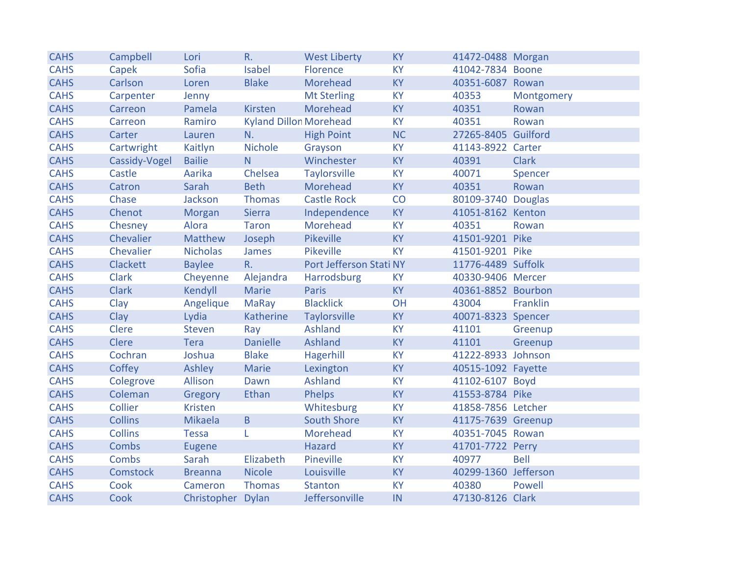| | | | | | | | |
|---|---|---|---|---|---|---|---|
| CAHS | Campbell | Lori | R. | West Liberty | KY | 41472-0488 | Morgan |
| CAHS | Capek | Sofia | Isabel | Florence | KY | 41042-7834 | Boone |
| CAHS | Carlson | Loren | Blake | Morehead | KY | 40351-6087 | Rowan |
| CAHS | Carpenter | Jenny | | Mt Sterling | KY | 40353 | Montgomery |
| CAHS | Carreon | Pamela | Kirsten | Morehead | KY | 40351 | Rowan |
| CAHS | Carreon | Ramiro | Kyland Dillon | Morehead | KY | 40351 | Rowan |
| CAHS | Carter | Lauren | N. | High Point | NC | 27265-8405 | Guilford |
| CAHS | Cartwright | Kaitlyn | Nichole | Grayson | KY | 41143-8922 | Carter |
| CAHS | Cassidy-Vogel | Bailie | N | Winchester | KY | 40391 | Clark |
| CAHS | Castle | Aarika | Chelsea | Taylorsville | KY | 40071 | Spencer |
| CAHS | Catron | Sarah | Beth | Morehead | KY | 40351 | Rowan |
| CAHS | Chase | Jackson | Thomas | Castle Rock | CO | 80109-3740 | Douglas |
| CAHS | Chenot | Morgan | Sierra | Independence | KY | 41051-8162 | Kenton |
| CAHS | Chesney | Alora | Taron | Morehead | KY | 40351 | Rowan |
| CAHS | Chevalier | Matthew | Joseph | Pikeville | KY | 41501-9201 | Pike |
| CAHS | Chevalier | Nicholas | James | Pikeville | KY | 41501-9201 | Pike |
| CAHS | Clackett | Baylee | R. | Port Jefferson Stati | NY | 11776-4489 | Suffolk |
| CAHS | Clark | Cheyenne | Alejandra | Harrodsburg | KY | 40330-9406 | Mercer |
| CAHS | Clark | Kendyll | Marie | Paris | KY | 40361-8852 | Bourbon |
| CAHS | Clay | Angelique | MaRay | Blacklick | OH | 43004 | Franklin |
| CAHS | Clay | Lydia | Katherine | Taylorsville | KY | 40071-8323 | Spencer |
| CAHS | Clere | Steven | Ray | Ashland | KY | 41101 | Greenup |
| CAHS | Clere | Tera | Danielle | Ashland | KY | 41101 | Greenup |
| CAHS | Cochran | Joshua | Blake | Hagerhill | KY | 41222-8933 | Johnson |
| CAHS | Coffey | Ashley | Marie | Lexington | KY | 40515-1092 | Fayette |
| CAHS | Colegrove | Allison | Dawn | Ashland | KY | 41102-6107 | Boyd |
| CAHS | Coleman | Gregory | Ethan | Phelps | KY | 41553-8784 | Pike |
| CAHS | Collier | Kristen | | Whitesburg | KY | 41858-7856 | Letcher |
| CAHS | Collins | Mikaela | B | South Shore | KY | 41175-7639 | Greenup |
| CAHS | Collins | Tessa | L | Morehead | KY | 40351-7045 | Rowan |
| CAHS | Combs | Eugene | | Hazard | KY | 41701-7722 | Perry |
| CAHS | Combs | Sarah | Elizabeth | Pineville | KY | 40977 | Bell |
| CAHS | Comstock | Breanna | Nicole | Louisville | KY | 40299-1360 | Jefferson |
| CAHS | Cook | Cameron | Thomas | Stanton | KY | 40380 | Powell |
| CAHS | Cook | Christopher | Dylan | Jeffersonville | IN | 47130-8126 | Clark |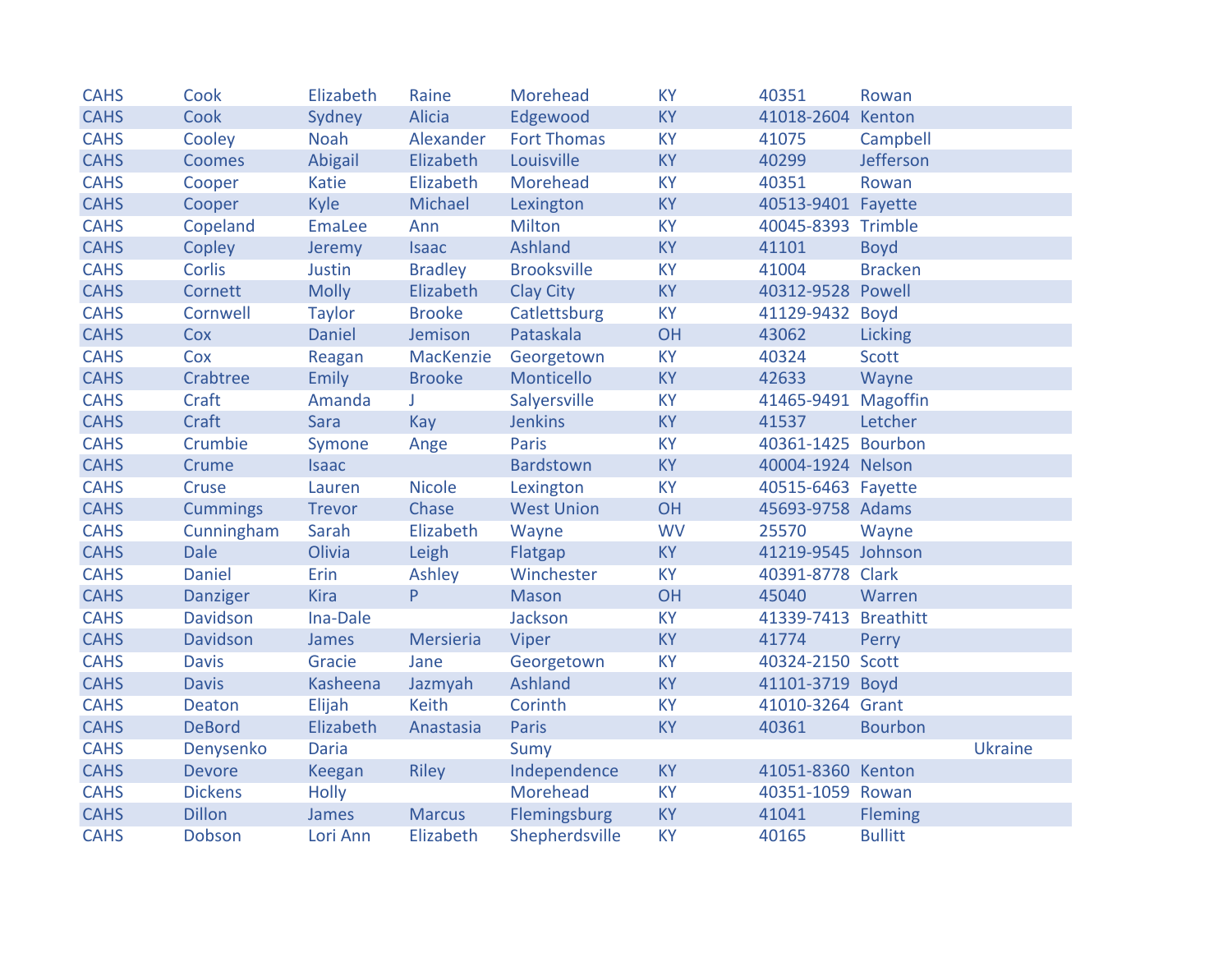| | | | | | | | | |
|---|---|---|---|---|---|---|---|---|
| CAHS | Cook | Elizabeth | Raine | Morehead | KY | 40351 | Rowan | |
| CAHS | Cook | Sydney | Alicia | Edgewood | KY | 41018-2604 | Kenton | |
| CAHS | Cooley | Noah | Alexander | Fort Thomas | KY | 41075 | Campbell | |
| CAHS | Coomes | Abigail | Elizabeth | Louisville | KY | 40299 | Jefferson | |
| CAHS | Cooper | Katie | Elizabeth | Morehead | KY | 40351 | Rowan | |
| CAHS | Cooper | Kyle | Michael | Lexington | KY | 40513-9401 | Fayette | |
| CAHS | Copeland | EmaLee | Ann | Milton | KY | 40045-8393 | Trimble | |
| CAHS | Copley | Jeremy | Isaac | Ashland | KY | 41101 | Boyd | |
| CAHS | Corlis | Justin | Bradley | Brooksville | KY | 41004 | Bracken | |
| CAHS | Cornett | Molly | Elizabeth | Clay City | KY | 40312-9528 | Powell | |
| CAHS | Cornwell | Taylor | Brooke | Catlettsburg | KY | 41129-9432 | Boyd | |
| CAHS | Cox | Daniel | Jemison | Pataskala | OH | 43062 | Licking | |
| CAHS | Cox | Reagan | MacKenzie | Georgetown | KY | 40324 | Scott | |
| CAHS | Crabtree | Emily | Brooke | Monticello | KY | 42633 | Wayne | |
| CAHS | Craft | Amanda | J | Salyersville | KY | 41465-9491 | Magoffin | |
| CAHS | Craft | Sara | Kay | Jenkins | KY | 41537 | Letcher | |
| CAHS | Crumbie | Symone | Ange | Paris | KY | 40361-1425 | Bourbon | |
| CAHS | Crume | Isaac | | Bardstown | KY | 40004-1924 | Nelson | |
| CAHS | Cruse | Lauren | Nicole | Lexington | KY | 40515-6463 | Fayette | |
| CAHS | Cummings | Trevor | Chase | West Union | OH | 45693-9758 | Adams | |
| CAHS | Cunningham | Sarah | Elizabeth | Wayne | WV | 25570 | Wayne | |
| CAHS | Dale | Olivia | Leigh | Flatgap | KY | 41219-9545 | Johnson | |
| CAHS | Daniel | Erin | Ashley | Winchester | KY | 40391-8778 | Clark | |
| CAHS | Danziger | Kira | P | Mason | OH | 45040 | Warren | |
| CAHS | Davidson | Ina-Dale | | Jackson | KY | 41339-7413 | Breathitt | |
| CAHS | Davidson | James | Mersieria | Viper | KY | 41774 | Perry | |
| CAHS | Davis | Gracie | Jane | Georgetown | KY | 40324-2150 | Scott | |
| CAHS | Davis | Kasheena | Jazmyah | Ashland | KY | 41101-3719 | Boyd | |
| CAHS | Deaton | Elijah | Keith | Corinth | KY | 41010-3264 | Grant | |
| CAHS | DeBord | Elizabeth | Anastasia | Paris | KY | 40361 | Bourbon | |
| CAHS | Denysenko | Daria | | Sumy | | | | Ukraine |
| CAHS | Devore | Keegan | Riley | Independence | KY | 41051-8360 | Kenton | |
| CAHS | Dickens | Holly | | Morehead | KY | 40351-1059 | Rowan | |
| CAHS | Dillon | James | Marcus | Flemingsburg | KY | 41041 | Fleming | |
| CAHS | Dobson | Lori Ann | Elizabeth | Shepherdsville | KY | 40165 | Bullitt | |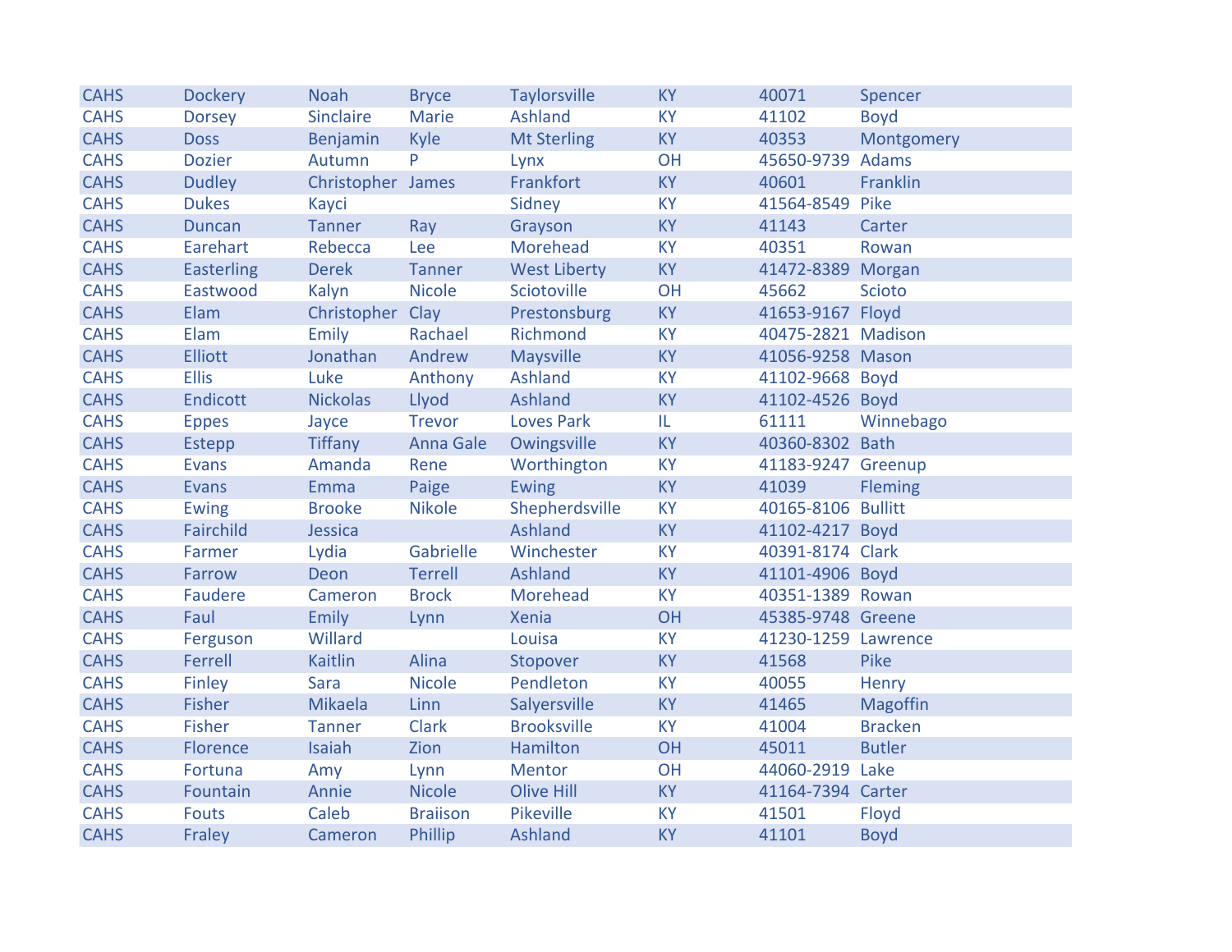| | | | | | | | |
|---|---|---|---|---|---|---|---|
| CAHS | Dockery | Noah | Bryce | Taylorsville | KY | 40071 | Spencer |
| CAHS | Dorsey | Sinclaire | Marie | Ashland | KY | 41102 | Boyd |
| CAHS | Doss | Benjamin | Kyle | Mt Sterling | KY | 40353 | Montgomery |
| CAHS | Dozier | Autumn | P | Lynx | OH | 45650-9739 | Adams |
| CAHS | Dudley | Christopher | James | Frankfort | KY | 40601 | Franklin |
| CAHS | Dukes | Kayci | | Sidney | KY | 41564-8549 | Pike |
| CAHS | Duncan | Tanner | Ray | Grayson | KY | 41143 | Carter |
| CAHS | Earehart | Rebecca | Lee | Morehead | KY | 40351 | Rowan |
| CAHS | Easterling | Derek | Tanner | West Liberty | KY | 41472-8389 | Morgan |
| CAHS | Eastwood | Kalyn | Nicole | Sciotoville | OH | 45662 | Scioto |
| CAHS | Elam | Christopher | Clay | Prestonsburg | KY | 41653-9167 | Floyd |
| CAHS | Elam | Emily | Rachael | Richmond | KY | 40475-2821 | Madison |
| CAHS | Elliott | Jonathan | Andrew | Maysville | KY | 41056-9258 | Mason |
| CAHS | Ellis | Luke | Anthony | Ashland | KY | 41102-9668 | Boyd |
| CAHS | Endicott | Nickolas | Llyod | Ashland | KY | 41102-4526 | Boyd |
| CAHS | Eppes | Jayce | Trevor | Loves Park | IL | 61111 | Winnebago |
| CAHS | Estepp | Tiffany | Anna Gale | Owingsville | KY | 40360-8302 | Bath |
| CAHS | Evans | Amanda | Rene | Worthington | KY | 41183-9247 | Greenup |
| CAHS | Evans | Emma | Paige | Ewing | KY | 41039 | Fleming |
| CAHS | Ewing | Brooke | Nikole | Shepherdsville | KY | 40165-8106 | Bullitt |
| CAHS | Fairchild | Jessica | | Ashland | KY | 41102-4217 | Boyd |
| CAHS | Farmer | Lydia | Gabrielle | Winchester | KY | 40391-8174 | Clark |
| CAHS | Farrow | Deon | Terrell | Ashland | KY | 41101-4906 | Boyd |
| CAHS | Faudere | Cameron | Brock | Morehead | KY | 40351-1389 | Rowan |
| CAHS | Faul | Emily | Lynn | Xenia | OH | 45385-9748 | Greene |
| CAHS | Ferguson | Willard | | Louisa | KY | 41230-1259 | Lawrence |
| CAHS | Ferrell | Kaitlin | Alina | Stopover | KY | 41568 | Pike |
| CAHS | Finley | Sara | Nicole | Pendleton | KY | 40055 | Henry |
| CAHS | Fisher | Mikaela | Linn | Salyersville | KY | 41465 | Magoffin |
| CAHS | Fisher | Tanner | Clark | Brooksville | KY | 41004 | Bracken |
| CAHS | Florence | Isaiah | Zion | Hamilton | OH | 45011 | Butler |
| CAHS | Fortuna | Amy | Lynn | Mentor | OH | 44060-2919 | Lake |
| CAHS | Fountain | Annie | Nicole | Olive Hill | KY | 41164-7394 | Carter |
| CAHS | Fouts | Caleb | Braiison | Pikeville | KY | 41501 | Floyd |
| CAHS | Fraley | Cameron | Phillip | Ashland | KY | 41101 | Boyd |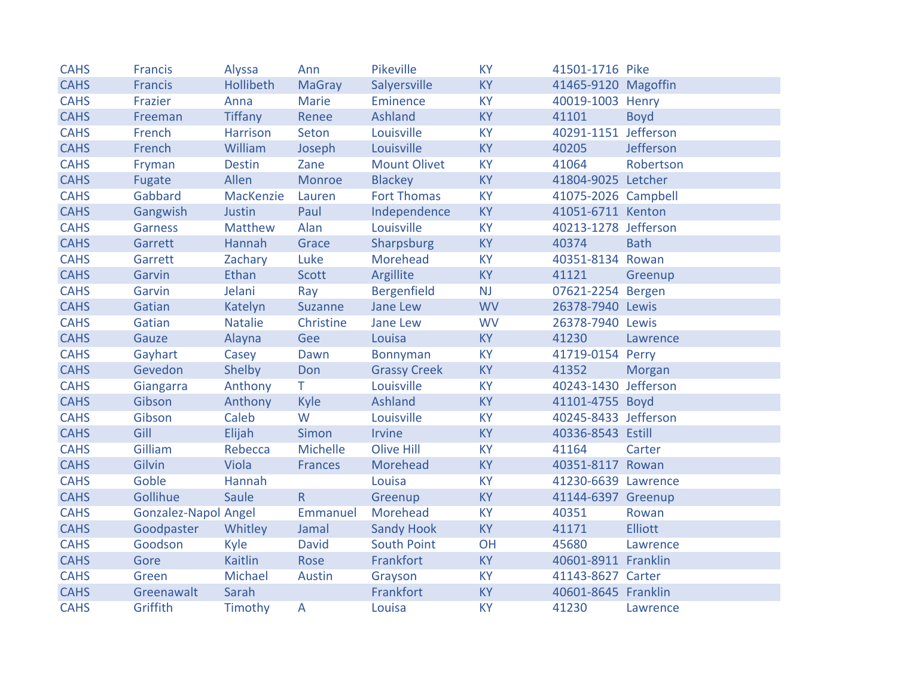| | | | | | | | |
|---|---|---|---|---|---|---|---|
| CAHS | Francis | Alyssa | Ann | Pikeville | KY | 41501-1716 | Pike |
| CAHS | Francis | Hollibeth | MaGray | Salyersville | KY | 41465-9120 | Magoffin |
| CAHS | Frazier | Anna | Marie | Eminence | KY | 40019-1003 | Henry |
| CAHS | Freeman | Tiffany | Renee | Ashland | KY | 41101 | Boyd |
| CAHS | French | Harrison | Seton | Louisville | KY | 40291-1151 | Jefferson |
| CAHS | French | William | Joseph | Louisville | KY | 40205 | Jefferson |
| CAHS | Fryman | Destin | Zane | Mount Olivet | KY | 41064 | Robertson |
| CAHS | Fugate | Allen | Monroe | Blackey | KY | 41804-9025 | Letcher |
| CAHS | Gabbard | MacKenzie | Lauren | Fort Thomas | KY | 41075-2026 | Campbell |
| CAHS | Gangwish | Justin | Paul | Independence | KY | 41051-6711 | Kenton |
| CAHS | Garness | Matthew | Alan | Louisville | KY | 40213-1278 | Jefferson |
| CAHS | Garrett | Hannah | Grace | Sharpsburg | KY | 40374 | Bath |
| CAHS | Garrett | Zachary | Luke | Morehead | KY | 40351-8134 | Rowan |
| CAHS | Garvin | Ethan | Scott | Argillite | KY | 41121 | Greenup |
| CAHS | Garvin | Jelani | Ray | Bergenfield | NJ | 07621-2254 | Bergen |
| CAHS | Gatian | Katelyn | Suzanne | Jane Lew | WV | 26378-7940 | Lewis |
| CAHS | Gatian | Natalie | Christine | Jane Lew | WV | 26378-7940 | Lewis |
| CAHS | Gauze | Alayna | Gee | Louisa | KY | 41230 | Lawrence |
| CAHS | Gayhart | Casey | Dawn | Bonnyman | KY | 41719-0154 | Perry |
| CAHS | Gevedon | Shelby | Don | Grassy Creek | KY | 41352 | Morgan |
| CAHS | Giangarra | Anthony | T | Louisville | KY | 40243-1430 | Jefferson |
| CAHS | Gibson | Anthony | Kyle | Ashland | KY | 41101-4755 | Boyd |
| CAHS | Gibson | Caleb | W | Louisville | KY | 40245-8433 | Jefferson |
| CAHS | Gill | Elijah | Simon | Irvine | KY | 40336-8543 | Estill |
| CAHS | Gilliam | Rebecca | Michelle | Olive Hill | KY | 41164 | Carter |
| CAHS | Gilvin | Viola | Frances | Morehead | KY | 40351-8117 | Rowan |
| CAHS | Goble | Hannah | | Louisa | KY | 41230-6639 | Lawrence |
| CAHS | Gollihue | Saule | R | Greenup | KY | 41144-6397 | Greenup |
| CAHS | Gonzalez-Napol | Angel | Emmanuel | Morehead | KY | 40351 | Rowan |
| CAHS | Goodpaster | Whitley | Jamal | Sandy Hook | KY | 41171 | Elliott |
| CAHS | Goodson | Kyle | David | South Point | OH | 45680 | Lawrence |
| CAHS | Gore | Kaitlin | Rose | Frankfort | KY | 40601-8911 | Franklin |
| CAHS | Green | Michael | Austin | Grayson | KY | 41143-8627 | Carter |
| CAHS | Greenawalt | Sarah | | Frankfort | KY | 40601-8645 | Franklin |
| CAHS | Griffith | Timothy | A | Louisa | KY | 41230 | Lawrence |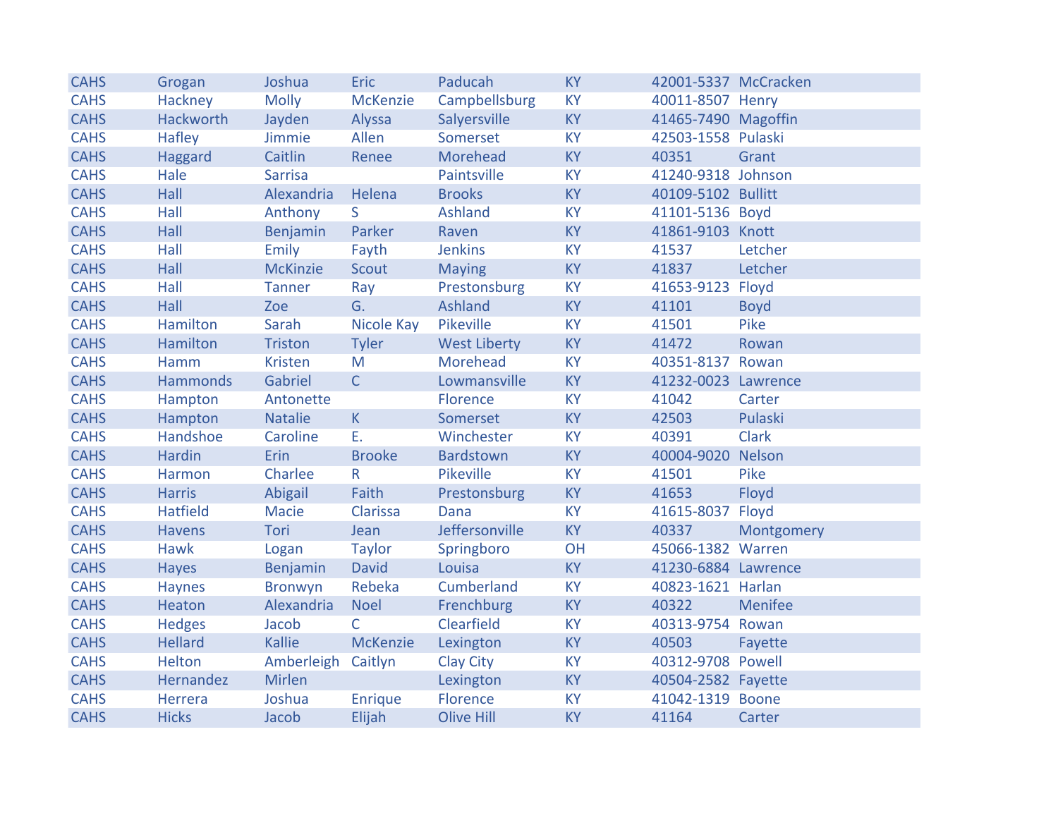| | | | | | | | |
|---|---|---|---|---|---|---|---|
| CAHS | Grogan | Joshua | Eric | Paducah | KY | 42001-5337 | McCracken |
| CAHS | Hackney | Molly | McKenzie | Campbellsburg | KY | 40011-8507 | Henry |
| CAHS | Hackworth | Jayden | Alyssa | Salyersville | KY | 41465-7490 | Magoffin |
| CAHS | Hafley | Jimmie | Allen | Somerset | KY | 42503-1558 | Pulaski |
| CAHS | Haggard | Caitlin | Renee | Morehead | KY | 40351 | Grant |
| CAHS | Hale | Sarrisa | | Paintsville | KY | 41240-9318 | Johnson |
| CAHS | Hall | Alexandria | Helena | Brooks | KY | 40109-5102 | Bullitt |
| CAHS | Hall | Anthony | S | Ashland | KY | 41101-5136 | Boyd |
| CAHS | Hall | Benjamin | Parker | Raven | KY | 41861-9103 | Knott |
| CAHS | Hall | Emily | Fayth | Jenkins | KY | 41537 | Letcher |
| CAHS | Hall | McKinzie | Scout | Maying | KY | 41837 | Letcher |
| CAHS | Hall | Tanner | Ray | Prestonsburg | KY | 41653-9123 | Floyd |
| CAHS | Hall | Zoe | G. | Ashland | KY | 41101 | Boyd |
| CAHS | Hamilton | Sarah | Nicole Kay | Pikeville | KY | 41501 | Pike |
| CAHS | Hamilton | Triston | Tyler | West Liberty | KY | 41472 | Rowan |
| CAHS | Hamm | Kristen | M | Morehead | KY | 40351-8137 | Rowan |
| CAHS | Hammonds | Gabriel | C | Lowmansville | KY | 41232-0023 | Lawrence |
| CAHS | Hampton | Antonette | | Florence | KY | 41042 | Carter |
| CAHS | Hampton | Natalie | K | Somerset | KY | 42503 | Pulaski |
| CAHS | Handshoe | Caroline | E. | Winchester | KY | 40391 | Clark |
| CAHS | Hardin | Erin | Brooke | Bardstown | KY | 40004-9020 | Nelson |
| CAHS | Harmon | Charlee | R | Pikeville | KY | 41501 | Pike |
| CAHS | Harris | Abigail | Faith | Prestonsburg | KY | 41653 | Floyd |
| CAHS | Hatfield | Macie | Clarissa | Dana | KY | 41615-8037 | Floyd |
| CAHS | Havens | Tori | Jean | Jeffersonville | KY | 40337 | Montgomery |
| CAHS | Hawk | Logan | Taylor | Springboro | OH | 45066-1382 | Warren |
| CAHS | Hayes | Benjamin | David | Louisa | KY | 41230-6884 | Lawrence |
| CAHS | Haynes | Bronwyn | Rebeka | Cumberland | KY | 40823-1621 | Harlan |
| CAHS | Heaton | Alexandria | Noel | Frenchburg | KY | 40322 | Menifee |
| CAHS | Hedges | Jacob | C | Clearfield | KY | 40313-9754 | Rowan |
| CAHS | Hellard | Kallie | McKenzie | Lexington | KY | 40503 | Fayette |
| CAHS | Helton | Amberleigh | Caitlyn | Clay City | KY | 40312-9708 | Powell |
| CAHS | Hernandez | Mirlen | | Lexington | KY | 40504-2582 | Fayette |
| CAHS | Herrera | Joshua | Enrique | Florence | KY | 41042-1319 | Boone |
| CAHS | Hicks | Jacob | Elijah | Olive Hill | KY | 41164 | Carter |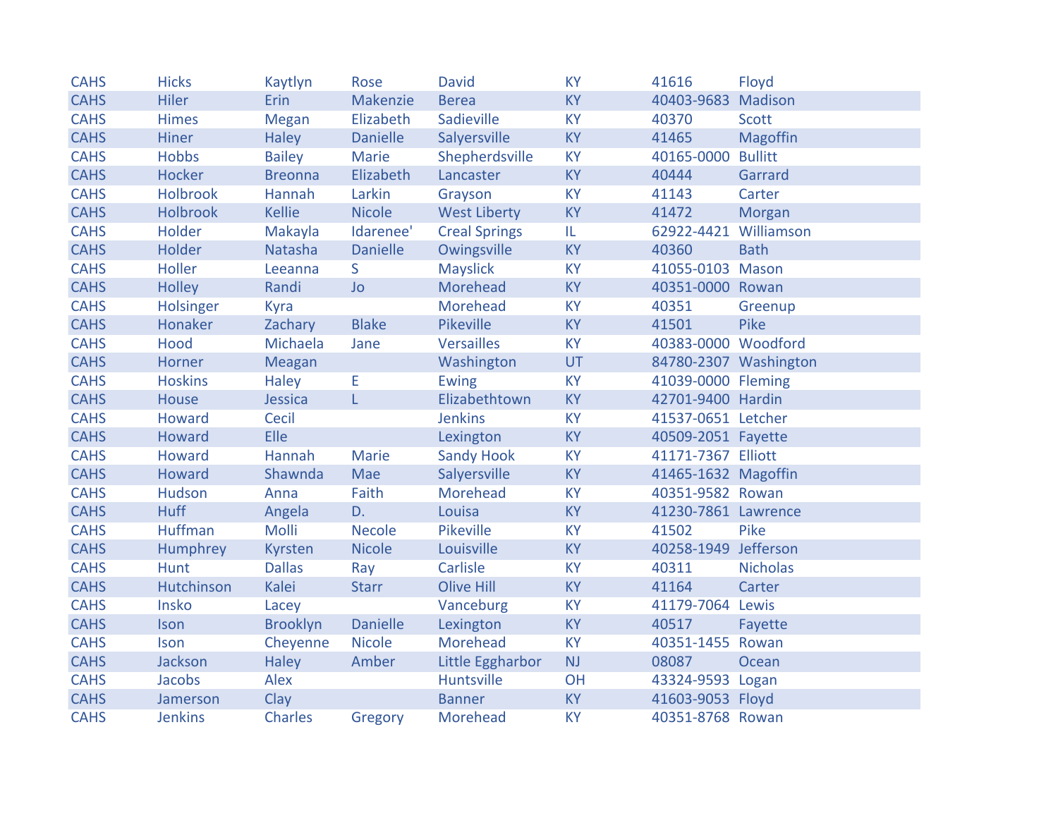| | | | | | | | |
|---|---|---|---|---|---|---|---|
| CAHS | Hicks | Kaytlyn | Rose | David | KY | 41616 | Floyd |
| CAHS | Hiler | Erin | Makenzie | Berea | KY | 40403-9683 | Madison |
| CAHS | Himes | Megan | Elizabeth | Sadieville | KY | 40370 | Scott |
| CAHS | Hiner | Haley | Danielle | Salyersville | KY | 41465 | Magoffin |
| CAHS | Hobbs | Bailey | Marie | Shepherdsville | KY | 40165-0000 | Bullitt |
| CAHS | Hocker | Breonna | Elizabeth | Lancaster | KY | 40444 | Garrard |
| CAHS | Holbrook | Hannah | Larkin | Grayson | KY | 41143 | Carter |
| CAHS | Holbrook | Kellie | Nicole | West Liberty | KY | 41472 | Morgan |
| CAHS | Holder | Makayla | Idarenee' | Creal Springs | IL | 62922-4421 | Williamson |
| CAHS | Holder | Natasha | Danielle | Owingsville | KY | 40360 | Bath |
| CAHS | Holler | Leeanna | S | Mayslick | KY | 41055-0103 | Mason |
| CAHS | Holley | Randi | Jo | Morehead | KY | 40351-0000 | Rowan |
| CAHS | Holsinger | Kyra | | Morehead | KY | 40351 | Greenup |
| CAHS | Honaker | Zachary | Blake | Pikeville | KY | 41501 | Pike |
| CAHS | Hood | Michaela | Jane | Versailles | KY | 40383-0000 | Woodford |
| CAHS | Horner | Meagan | | Washington | UT | 84780-2307 | Washington |
| CAHS | Hoskins | Haley | E | Ewing | KY | 41039-0000 | Fleming |
| CAHS | House | Jessica | L | Elizabethtown | KY | 42701-9400 | Hardin |
| CAHS | Howard | Cecil | | Jenkins | KY | 41537-0651 | Letcher |
| CAHS | Howard | Elle | | Lexington | KY | 40509-2051 | Fayette |
| CAHS | Howard | Hannah | Marie | Sandy Hook | KY | 41171-7367 | Elliott |
| CAHS | Howard | Shawnda | Mae | Salyersville | KY | 41465-1632 | Magoffin |
| CAHS | Hudson | Anna | Faith | Morehead | KY | 40351-9582 | Rowan |
| CAHS | Huff | Angela | D. | Louisa | KY | 41230-7861 | Lawrence |
| CAHS | Huffman | Molli | Necole | Pikeville | KY | 41502 | Pike |
| CAHS | Humphrey | Kyrsten | Nicole | Louisville | KY | 40258-1949 | Jefferson |
| CAHS | Hunt | Dallas | Ray | Carlisle | KY | 40311 | Nicholas |
| CAHS | Hutchinson | Kalei | Starr | Olive Hill | KY | 41164 | Carter |
| CAHS | Insko | Lacey | | Vanceburg | KY | 41179-7064 | Lewis |
| CAHS | Ison | Brooklyn | Danielle | Lexington | KY | 40517 | Fayette |
| CAHS | Ison | Cheyenne | Nicole | Morehead | KY | 40351-1455 | Rowan |
| CAHS | Jackson | Haley | Amber | Little Eggharbor | NJ | 08087 | Ocean |
| CAHS | Jacobs | Alex | | Huntsville | OH | 43324-9593 | Logan |
| CAHS | Jamerson | Clay | | Banner | KY | 41603-9053 | Floyd |
| CAHS | Jenkins | Charles | Gregory | Morehead | KY | 40351-8768 | Rowan |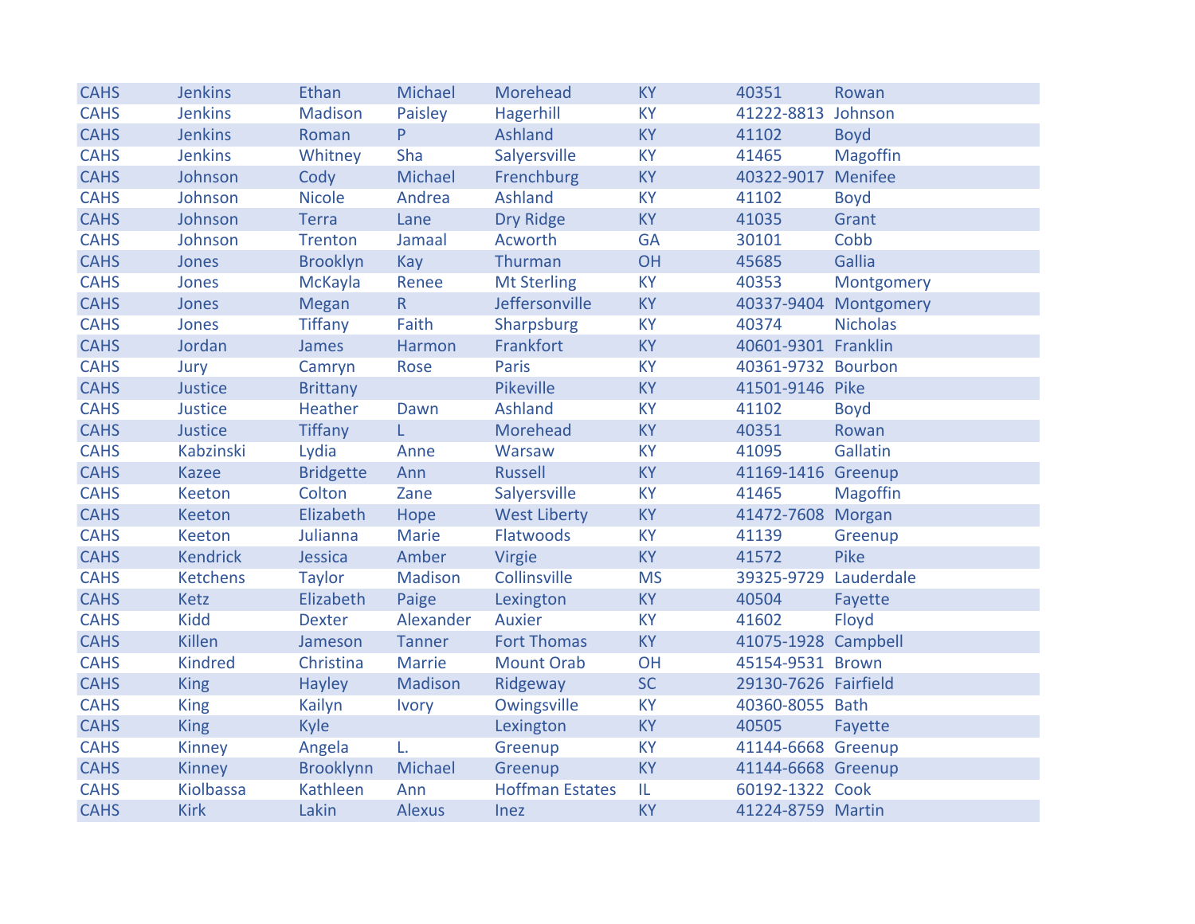| | | | | | | | |
|---|---|---|---|---|---|---|---|
| CAHS | Jenkins | Ethan | Michael | Morehead | KY | 40351 | Rowan |
| CAHS | Jenkins | Madison | Paisley | Hagerhill | KY | 41222-8813 | Johnson |
| CAHS | Jenkins | Roman | P | Ashland | KY | 41102 | Boyd |
| CAHS | Jenkins | Whitney | Sha | Salyersville | KY | 41465 | Magoffin |
| CAHS | Johnson | Cody | Michael | Frenchburg | KY | 40322-9017 | Menifee |
| CAHS | Johnson | Nicole | Andrea | Ashland | KY | 41102 | Boyd |
| CAHS | Johnson | Terra | Lane | Dry Ridge | KY | 41035 | Grant |
| CAHS | Johnson | Trenton | Jamaal | Acworth | GA | 30101 | Cobb |
| CAHS | Jones | Brooklyn | Kay | Thurman | OH | 45685 | Gallia |
| CAHS | Jones | McKayla | Renee | Mt Sterling | KY | 40353 | Montgomery |
| CAHS | Jones | Megan | R | Jeffersonville | KY | 40337-9404 | Montgomery |
| CAHS | Jones | Tiffany | Faith | Sharpsburg | KY | 40374 | Nicholas |
| CAHS | Jordan | James | Harmon | Frankfort | KY | 40601-9301 | Franklin |
| CAHS | Jury | Camryn | Rose | Paris | KY | 40361-9732 | Bourbon |
| CAHS | Justice | Brittany | | Pikeville | KY | 41501-9146 | Pike |
| CAHS | Justice | Heather | Dawn | Ashland | KY | 41102 | Boyd |
| CAHS | Justice | Tiffany | L | Morehead | KY | 40351 | Rowan |
| CAHS | Kabzinski | Lydia | Anne | Warsaw | KY | 41095 | Gallatin |
| CAHS | Kazee | Bridgette | Ann | Russell | KY | 41169-1416 | Greenup |
| CAHS | Keeton | Colton | Zane | Salyersville | KY | 41465 | Magoffin |
| CAHS | Keeton | Elizabeth | Hope | West Liberty | KY | 41472-7608 | Morgan |
| CAHS | Keeton | Julianna | Marie | Flatwoods | KY | 41139 | Greenup |
| CAHS | Kendrick | Jessica | Amber | Virgie | KY | 41572 | Pike |
| CAHS | Ketchens | Taylor | Madison | Collinsville | MS | 39325-9729 | Lauderdale |
| CAHS | Ketz | Elizabeth | Paige | Lexington | KY | 40504 | Fayette |
| CAHS | Kidd | Dexter | Alexander | Auxier | KY | 41602 | Floyd |
| CAHS | Killen | Jameson | Tanner | Fort Thomas | KY | 41075-1928 | Campbell |
| CAHS | Kindred | Christina | Marrie | Mount Orab | OH | 45154-9531 | Brown |
| CAHS | King | Hayley | Madison | Ridgeway | SC | 29130-7626 | Fairfield |
| CAHS | King | Kailyn | Ivory | Owingsville | KY | 40360-8055 | Bath |
| CAHS | King | Kyle | | Lexington | KY | 40505 | Fayette |
| CAHS | Kinney | Angela | L. | Greenup | KY | 41144-6668 | Greenup |
| CAHS | Kinney | Brooklynn | Michael | Greenup | KY | 41144-6668 | Greenup |
| CAHS | Kiolbassa | Kathleen | Ann | Hoffman Estates | IL | 60192-1322 | Cook |
| CAHS | Kirk | Lakin | Alexus | Inez | KY | 41224-8759 | Martin |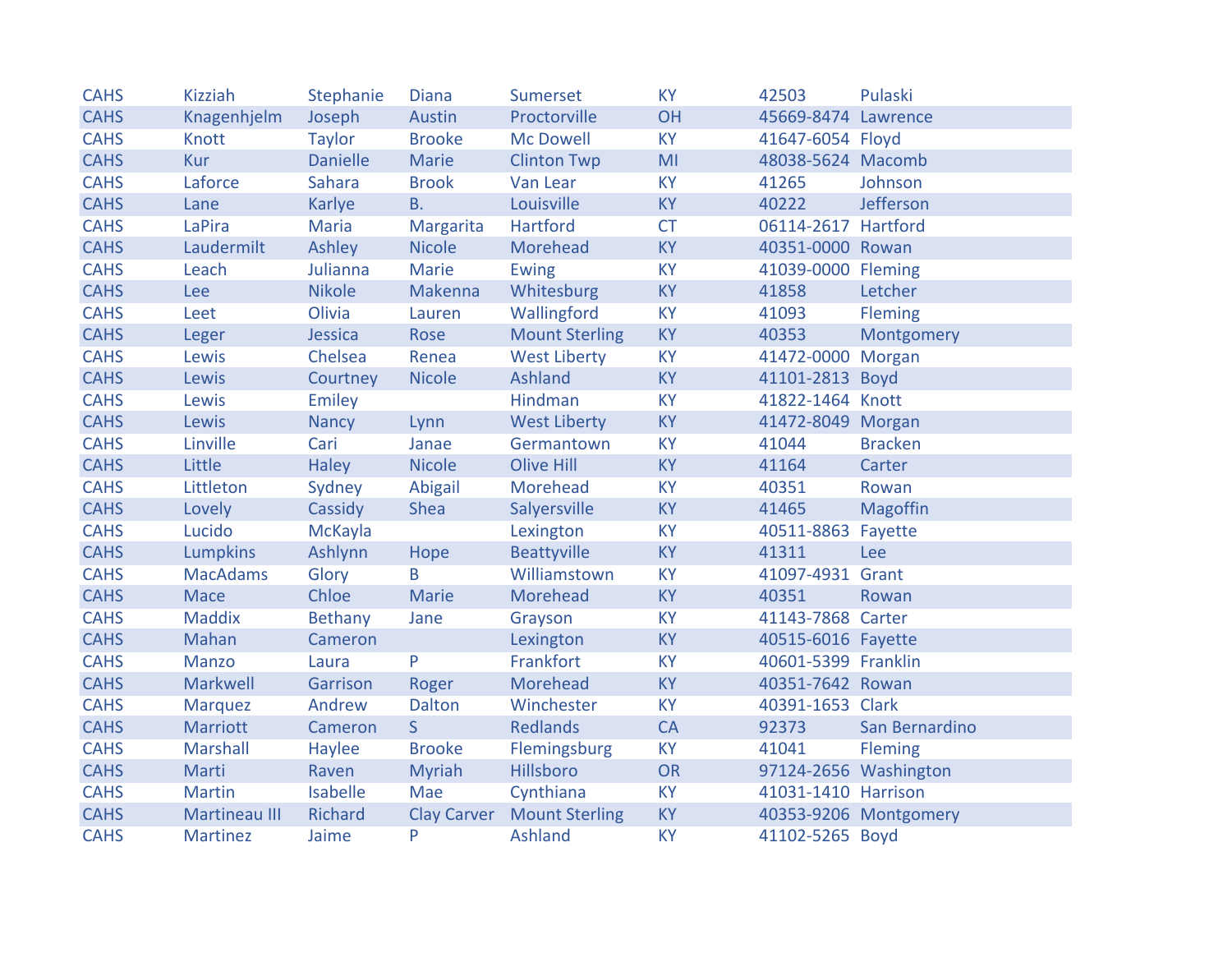| | | | | | | | |
|---|---|---|---|---|---|---|---|
| CAHS | Kizziah | Stephanie | Diana | Sumerset | KY | 42503 | Pulaski |
| CAHS | Knagenhjelm | Joseph | Austin | Proctorville | OH | 45669-8474 | Lawrence |
| CAHS | Knott | Taylor | Brooke | Mc Dowell | KY | 41647-6054 | Floyd |
| CAHS | Kur | Danielle | Marie | Clinton Twp | MI | 48038-5624 | Macomb |
| CAHS | Laforce | Sahara | Brook | Van Lear | KY | 41265 | Johnson |
| CAHS | Lane | Karlye | B. | Louisville | KY | 40222 | Jefferson |
| CAHS | LaPira | Maria | Margarita | Hartford | CT | 06114-2617 | Hartford |
| CAHS | Laudermilt | Ashley | Nicole | Morehead | KY | 40351-0000 | Rowan |
| CAHS | Leach | Julianna | Marie | Ewing | KY | 41039-0000 | Fleming |
| CAHS | Lee | Nikole | Makenna | Whitesburg | KY | 41858 | Letcher |
| CAHS | Leet | Olivia | Lauren | Wallingford | KY | 41093 | Fleming |
| CAHS | Leger | Jessica | Rose | Mount Sterling | KY | 40353 | Montgomery |
| CAHS | Lewis | Chelsea | Renea | West Liberty | KY | 41472-0000 | Morgan |
| CAHS | Lewis | Courtney | Nicole | Ashland | KY | 41101-2813 | Boyd |
| CAHS | Lewis | Emiley | | Hindman | KY | 41822-1464 | Knott |
| CAHS | Lewis | Nancy | Lynn | West Liberty | KY | 41472-8049 | Morgan |
| CAHS | Linville | Cari | Janae | Germantown | KY | 41044 | Bracken |
| CAHS | Little | Haley | Nicole | Olive Hill | KY | 41164 | Carter |
| CAHS | Littleton | Sydney | Abigail | Morehead | KY | 40351 | Rowan |
| CAHS | Lovely | Cassidy | Shea | Salyersville | KY | 41465 | Magoffin |
| CAHS | Lucido | McKayla | | Lexington | KY | 40511-8863 | Fayette |
| CAHS | Lumpkins | Ashlynn | Hope | Beattyville | KY | 41311 | Lee |
| CAHS | MacAdams | Glory | B | Williamstown | KY | 41097-4931 | Grant |
| CAHS | Mace | Chloe | Marie | Morehead | KY | 40351 | Rowan |
| CAHS | Maddix | Bethany | Jane | Grayson | KY | 41143-7868 | Carter |
| CAHS | Mahan | Cameron | | Lexington | KY | 40515-6016 | Fayette |
| CAHS | Manzo | Laura | P | Frankfort | KY | 40601-5399 | Franklin |
| CAHS | Markwell | Garrison | Roger | Morehead | KY | 40351-7642 | Rowan |
| CAHS | Marquez | Andrew | Dalton | Winchester | KY | 40391-1653 | Clark |
| CAHS | Marriott | Cameron | S | Redlands | CA | 92373 | San Bernardino |
| CAHS | Marshall | Haylee | Brooke | Flemingsburg | KY | 41041 | Fleming |
| CAHS | Marti | Raven | Myriah | Hillsboro | OR | 97124-2656 | Washington |
| CAHS | Martin | Isabelle | Mae | Cynthiana | KY | 41031-1410 | Harrison |
| CAHS | Martineau III | Richard | Clay Carver | Mount Sterling | KY | 40353-9206 | Montgomery |
| CAHS | Martinez | Jaime | P | Ashland | KY | 41102-5265 | Boyd |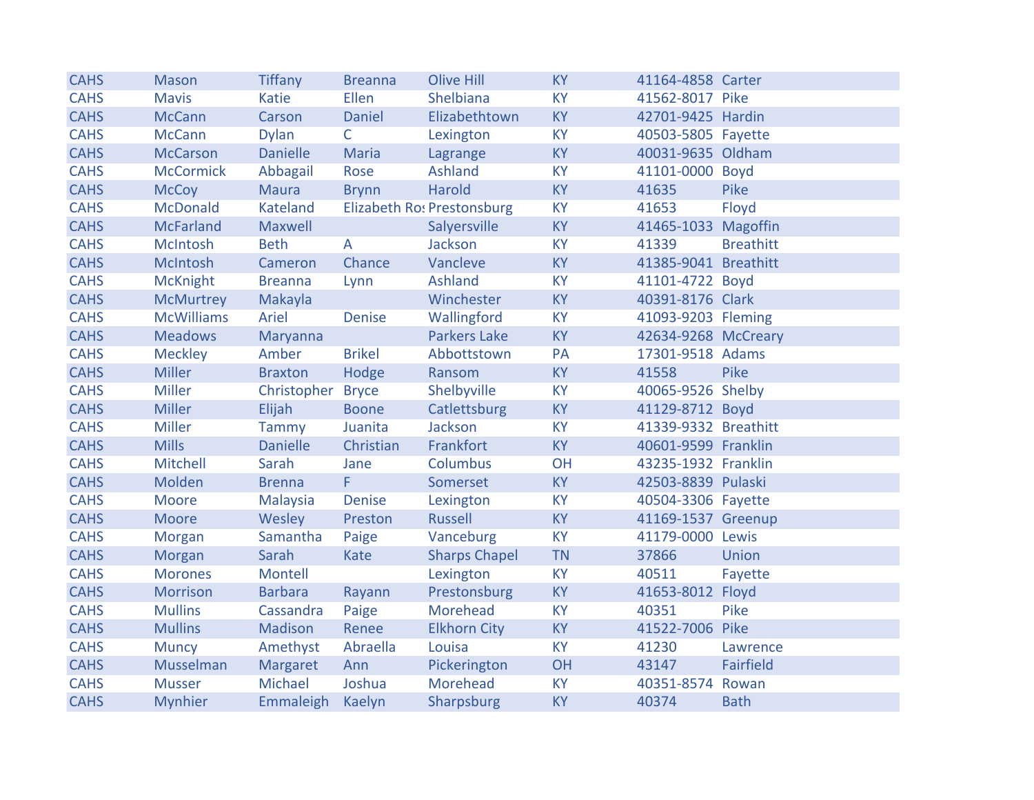| | | | | | | | |
|---|---|---|---|---|---|---|---|
| CAHS | Mason | Tiffany | Breanna | Olive Hill | KY | 41164-4858 | Carter |
| CAHS | Mavis | Katie | Ellen | Shelbiana | KY | 41562-8017 | Pike |
| CAHS | McCann | Carson | Daniel | Elizabethtown | KY | 42701-9425 | Hardin |
| CAHS | McCann | Dylan | C | Lexington | KY | 40503-5805 | Fayette |
| CAHS | McCarson | Danielle | Maria | Lagrange | KY | 40031-9635 | Oldham |
| CAHS | McCormick | Abbagail | Rose | Ashland | KY | 41101-0000 | Boyd |
| CAHS | McCoy | Maura | Brynn | Harold | KY | 41635 | Pike |
| CAHS | McDonald | Kateland | Elizabeth Ros | Prestonsburg | KY | 41653 | Floyd |
| CAHS | McFarland | Maxwell | | Salyersville | KY | 41465-1033 | Magoffin |
| CAHS | McIntosh | Beth | A | Jackson | KY | 41339 | Breathitt |
| CAHS | McIntosh | Cameron | Chance | Vancleve | KY | 41385-9041 | Breathitt |
| CAHS | McKnight | Breanna | Lynn | Ashland | KY | 41101-4722 | Boyd |
| CAHS | McMurtrey | Makayla | | Winchester | KY | 40391-8176 | Clark |
| CAHS | McWilliams | Ariel | Denise | Wallingford | KY | 41093-9203 | Fleming |
| CAHS | Meadows | Maryanna | | Parkers Lake | KY | 42634-9268 | McCreary |
| CAHS | Meckley | Amber | Brikel | Abbottstown | PA | 17301-9518 | Adams |
| CAHS | Miller | Braxton | Hodge | Ransom | KY | 41558 | Pike |
| CAHS | Miller | Christopher | Bryce | Shelbyville | KY | 40065-9526 | Shelby |
| CAHS | Miller | Elijah | Boone | Catlettsburg | KY | 41129-8712 | Boyd |
| CAHS | Miller | Tammy | Juanita | Jackson | KY | 41339-9332 | Breathitt |
| CAHS | Mills | Danielle | Christian | Frankfort | KY | 40601-9599 | Franklin |
| CAHS | Mitchell | Sarah | Jane | Columbus | OH | 43235-1932 | Franklin |
| CAHS | Molden | Brenna | F | Somerset | KY | 42503-8839 | Pulaski |
| CAHS | Moore | Malaysia | Denise | Lexington | KY | 40504-3306 | Fayette |
| CAHS | Moore | Wesley | Preston | Russell | KY | 41169-1537 | Greenup |
| CAHS | Morgan | Samantha | Paige | Vanceburg | KY | 41179-0000 | Lewis |
| CAHS | Morgan | Sarah | Kate | Sharps Chapel | TN | 37866 | Union |
| CAHS | Morones | Montell | | Lexington | KY | 40511 | Fayette |
| CAHS | Morrison | Barbara | Rayann | Prestonsburg | KY | 41653-8012 | Floyd |
| CAHS | Mullins | Cassandra | Paige | Morehead | KY | 40351 | Pike |
| CAHS | Mullins | Madison | Renee | Elkhorn City | KY | 41522-7006 | Pike |
| CAHS | Muncy | Amethyst | Abraella | Louisa | KY | 41230 | Lawrence |
| CAHS | Musselman | Margaret | Ann | Pickerington | OH | 43147 | Fairfield |
| CAHS | Musser | Michael | Joshua | Morehead | KY | 40351-8574 | Rowan |
| CAHS | Mynhier | Emmaleigh | Kaelyn | Sharpsburg | KY | 40374 | Bath |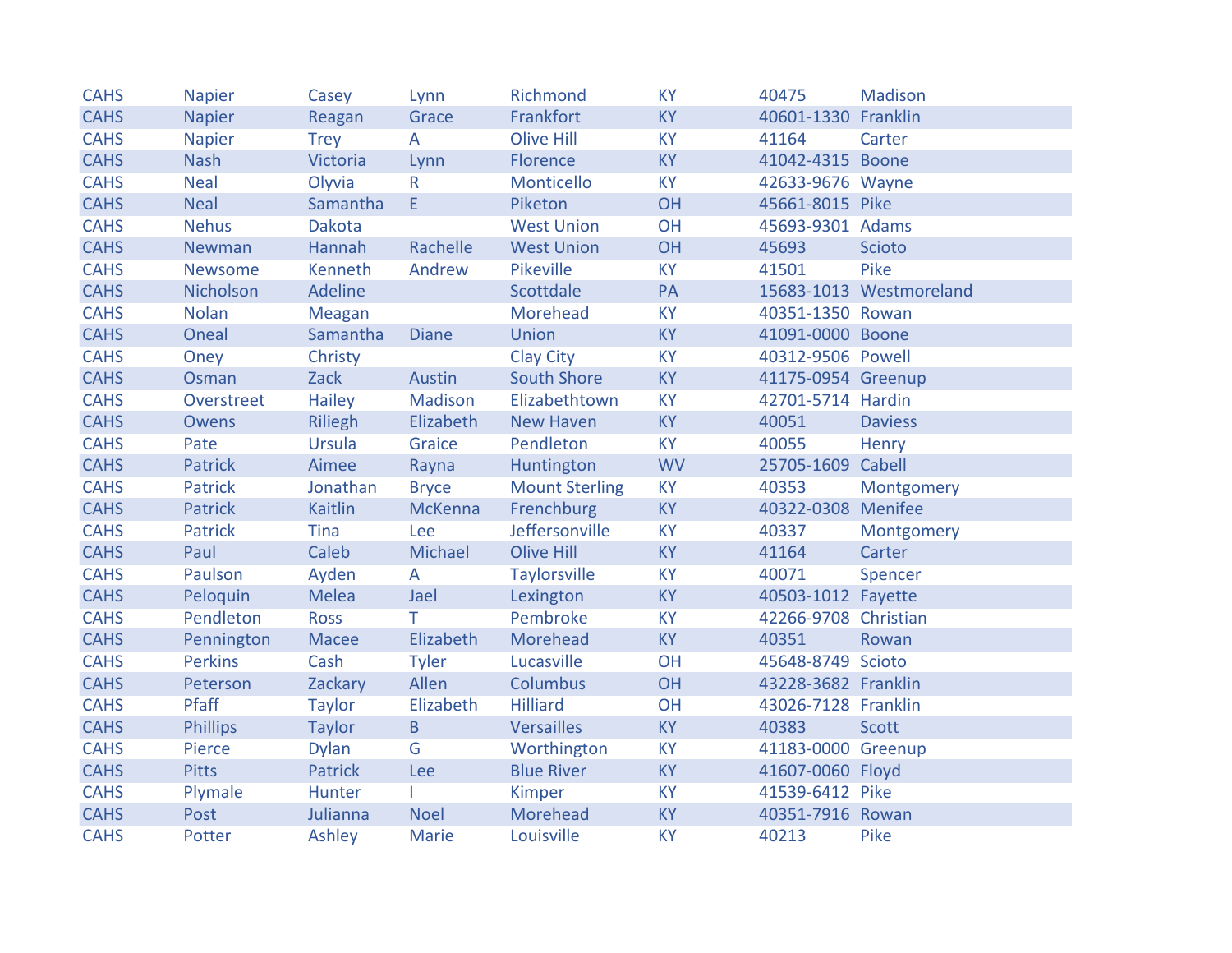| | | | | | | | |
|---|---|---|---|---|---|---|---|
| CAHS | Napier | Casey | Lynn | Richmond | KY | 40475 | Madison |
| CAHS | Napier | Reagan | Grace | Frankfort | KY | 40601-1330 | Franklin |
| CAHS | Napier | Trey | A | Olive Hill | KY | 41164 | Carter |
| CAHS | Nash | Victoria | Lynn | Florence | KY | 41042-4315 | Boone |
| CAHS | Neal | Olyvia | R | Monticello | KY | 42633-9676 | Wayne |
| CAHS | Neal | Samantha | E | Piketon | OH | 45661-8015 | Pike |
| CAHS | Nehus | Dakota | | West Union | OH | 45693-9301 | Adams |
| CAHS | Newman | Hannah | Rachelle | West Union | OH | 45693 | Scioto |
| CAHS | Newsome | Kenneth | Andrew | Pikeville | KY | 41501 | Pike |
| CAHS | Nicholson | Adeline | | Scottdale | PA | 15683-1013 | Westmoreland |
| CAHS | Nolan | Meagan | | Morehead | KY | 40351-1350 | Rowan |
| CAHS | Oneal | Samantha | Diane | Union | KY | 41091-0000 | Boone |
| CAHS | Oney | Christy | | Clay City | KY | 40312-9506 | Powell |
| CAHS | Osman | Zack | Austin | South Shore | KY | 41175-0954 | Greenup |
| CAHS | Overstreet | Hailey | Madison | Elizabethtown | KY | 42701-5714 | Hardin |
| CAHS | Owens | Riliegh | Elizabeth | New Haven | KY | 40051 | Daviess |
| CAHS | Pate | Ursula | Graice | Pendleton | KY | 40055 | Henry |
| CAHS | Patrick | Aimee | Rayna | Huntington | WV | 25705-1609 | Cabell |
| CAHS | Patrick | Jonathan | Bryce | Mount Sterling | KY | 40353 | Montgomery |
| CAHS | Patrick | Kaitlin | McKenna | Frenchburg | KY | 40322-0308 | Menifee |
| CAHS | Patrick | Tina | Lee | Jeffersonville | KY | 40337 | Montgomery |
| CAHS | Paul | Caleb | Michael | Olive Hill | KY | 41164 | Carter |
| CAHS | Paulson | Ayden | A | Taylorsville | KY | 40071 | Spencer |
| CAHS | Peloquin | Melea | Jael | Lexington | KY | 40503-1012 | Fayette |
| CAHS | Pendleton | Ross | T | Pembroke | KY | 42266-9708 | Christian |
| CAHS | Pennington | Macee | Elizabeth | Morehead | KY | 40351 | Rowan |
| CAHS | Perkins | Cash | Tyler | Lucasville | OH | 45648-8749 | Scioto |
| CAHS | Peterson | Zackary | Allen | Columbus | OH | 43228-3682 | Franklin |
| CAHS | Pfaff | Taylor | Elizabeth | Hilliard | OH | 43026-7128 | Franklin |
| CAHS | Phillips | Taylor | B | Versailles | KY | 40383 | Scott |
| CAHS | Pierce | Dylan | G | Worthington | KY | 41183-0000 | Greenup |
| CAHS | Pitts | Patrick | Lee | Blue River | KY | 41607-0060 | Floyd |
| CAHS | Plymale | Hunter | I | Kimper | KY | 41539-6412 | Pike |
| CAHS | Post | Julianna | Noel | Morehead | KY | 40351-7916 | Rowan |
| CAHS | Potter | Ashley | Marie | Louisville | KY | 40213 | Pike |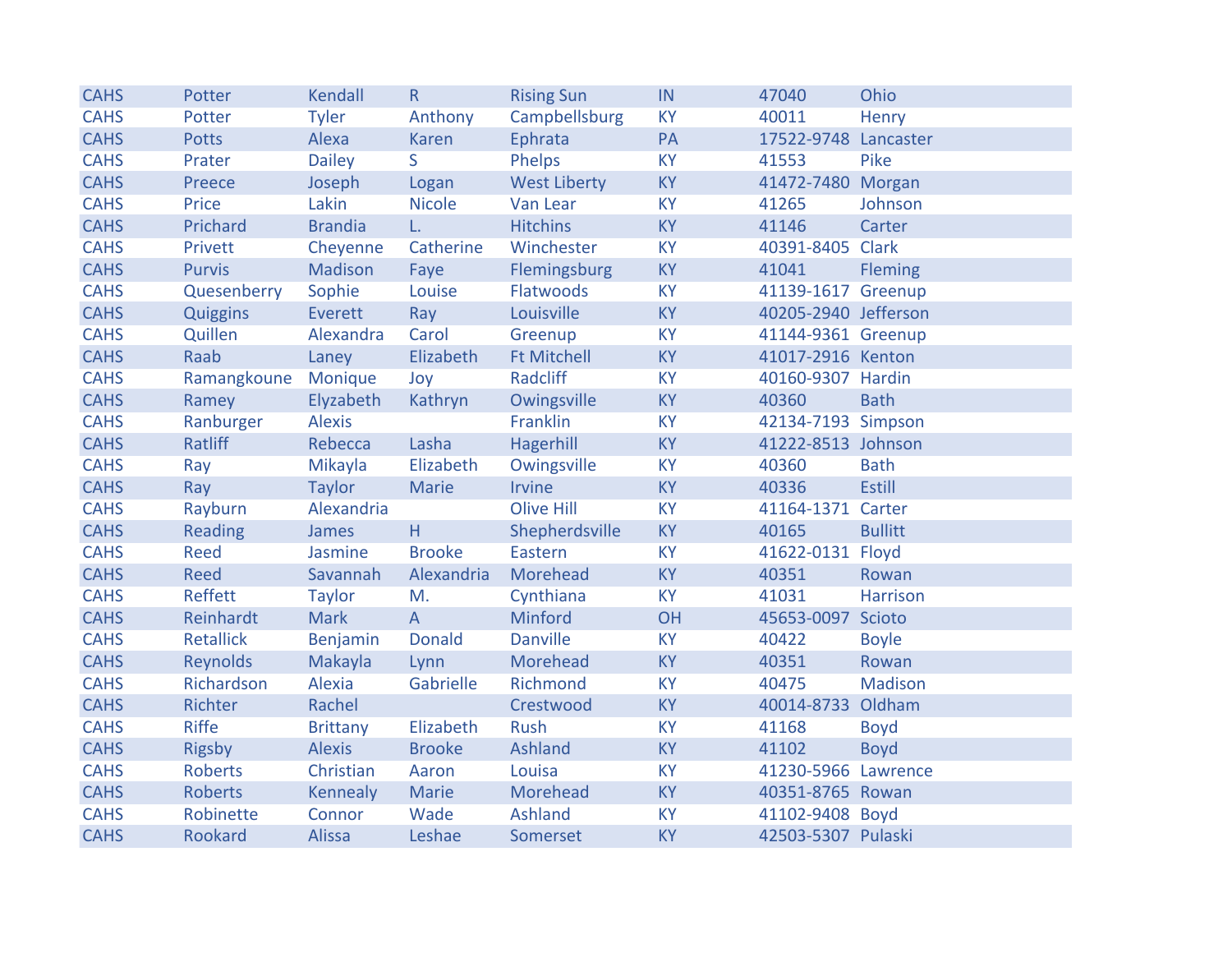| | | | | | | | |
|---|---|---|---|---|---|---|---|
| CAHS | Potter | Kendall | R | Rising Sun | IN | 47040 | Ohio |
| CAHS | Potter | Tyler | Anthony | Campbellsburg | KY | 40011 | Henry |
| CAHS | Potts | Alexa | Karen | Ephrata | PA | 17522-9748 | Lancaster |
| CAHS | Prater | Dailey | S | Phelps | KY | 41553 | Pike |
| CAHS | Preece | Joseph | Logan | West Liberty | KY | 41472-7480 | Morgan |
| CAHS | Price | Lakin | Nicole | Van Lear | KY | 41265 | Johnson |
| CAHS | Prichard | Brandia | L. | Hitchins | KY | 41146 | Carter |
| CAHS | Privett | Cheyenne | Catherine | Winchester | KY | 40391-8405 | Clark |
| CAHS | Purvis | Madison | Faye | Flemingsburg | KY | 41041 | Fleming |
| CAHS | Quesenberry | Sophie | Louise | Flatwoods | KY | 41139-1617 | Greenup |
| CAHS | Quiggins | Everett | Ray | Louisville | KY | 40205-2940 | Jefferson |
| CAHS | Quillen | Alexandra | Carol | Greenup | KY | 41144-9361 | Greenup |
| CAHS | Raab | Laney | Elizabeth | Ft Mitchell | KY | 41017-2916 | Kenton |
| CAHS | Ramangkoune | Monique | Joy | Radcliff | KY | 40160-9307 | Hardin |
| CAHS | Ramey | Elyzabeth | Kathryn | Owingsville | KY | 40360 | Bath |
| CAHS | Ranburger | Alexis | | Franklin | KY | 42134-7193 | Simpson |
| CAHS | Ratliff | Rebecca | Lasha | Hagerhill | KY | 41222-8513 | Johnson |
| CAHS | Ray | Mikayla | Elizabeth | Owingsville | KY | 40360 | Bath |
| CAHS | Ray | Taylor | Marie | Irvine | KY | 40336 | Estill |
| CAHS | Rayburn | Alexandria | | Olive Hill | KY | 41164-1371 | Carter |
| CAHS | Reading | James | H | Shepherdsville | KY | 40165 | Bullitt |
| CAHS | Reed | Jasmine | Brooke | Eastern | KY | 41622-0131 | Floyd |
| CAHS | Reed | Savannah | Alexandria | Morehead | KY | 40351 | Rowan |
| CAHS | Reffett | Taylor | M. | Cynthiana | KY | 41031 | Harrison |
| CAHS | Reinhardt | Mark | A | Minford | OH | 45653-0097 | Scioto |
| CAHS | Retallick | Benjamin | Donald | Danville | KY | 40422 | Boyle |
| CAHS | Reynolds | Makayla | Lynn | Morehead | KY | 40351 | Rowan |
| CAHS | Richardson | Alexia | Gabrielle | Richmond | KY | 40475 | Madison |
| CAHS | Richter | Rachel | | Crestwood | KY | 40014-8733 | Oldham |
| CAHS | Riffe | Brittany | Elizabeth | Rush | KY | 41168 | Boyd |
| CAHS | Rigsby | Alexis | Brooke | Ashland | KY | 41102 | Boyd |
| CAHS | Roberts | Christian | Aaron | Louisa | KY | 41230-5966 | Lawrence |
| CAHS | Roberts | Kennealy | Marie | Morehead | KY | 40351-8765 | Rowan |
| CAHS | Robinette | Connor | Wade | Ashland | KY | 41102-9408 | Boyd |
| CAHS | Rookard | Alissa | Leshae | Somerset | KY | 42503-5307 | Pulaski |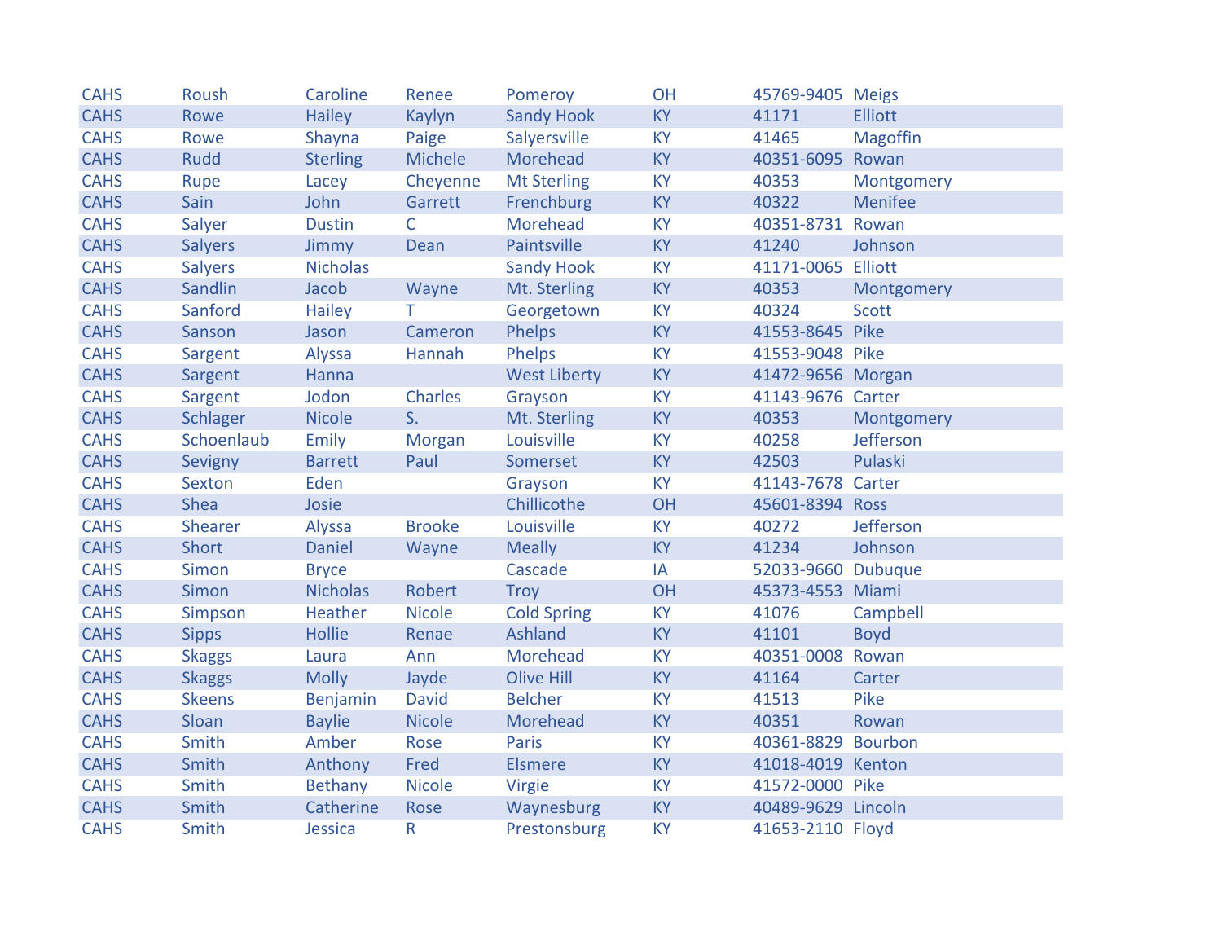| | | | | | | | |
|---|---|---|---|---|---|---|---|
| CAHS | Roush | Caroline | Renee | Pomeroy | OH | 45769-9405 | Meigs |
| CAHS | Rowe | Hailey | Kaylyn | Sandy Hook | KY | 41171 | Elliott |
| CAHS | Rowe | Shayna | Paige | Salyersville | KY | 41465 | Magoffin |
| CAHS | Rudd | Sterling | Michele | Morehead | KY | 40351-6095 | Rowan |
| CAHS | Rupe | Lacey | Cheyenne | Mt Sterling | KY | 40353 | Montgomery |
| CAHS | Sain | John | Garrett | Frenchburg | KY | 40322 | Menifee |
| CAHS | Salyer | Dustin | C | Morehead | KY | 40351-8731 | Rowan |
| CAHS | Salyers | Jimmy | Dean | Paintsville | KY | 41240 | Johnson |
| CAHS | Salyers | Nicholas | | Sandy Hook | KY | 41171-0065 | Elliott |
| CAHS | Sandlin | Jacob | Wayne | Mt. Sterling | KY | 40353 | Montgomery |
| CAHS | Sanford | Hailey | T | Georgetown | KY | 40324 | Scott |
| CAHS | Sanson | Jason | Cameron | Phelps | KY | 41553-8645 | Pike |
| CAHS | Sargent | Alyssa | Hannah | Phelps | KY | 41553-9048 | Pike |
| CAHS | Sargent | Hanna | | West Liberty | KY | 41472-9656 | Morgan |
| CAHS | Sargent | Jodon | Charles | Grayson | KY | 41143-9676 | Carter |
| CAHS | Schlager | Nicole | S. | Mt. Sterling | KY | 40353 | Montgomery |
| CAHS | Schoenlaub | Emily | Morgan | Louisville | KY | 40258 | Jefferson |
| CAHS | Sevigny | Barrett | Paul | Somerset | KY | 42503 | Pulaski |
| CAHS | Sexton | Eden | | Grayson | KY | 41143-7678 | Carter |
| CAHS | Shea | Josie | | Chillicothe | OH | 45601-8394 | Ross |
| CAHS | Shearer | Alyssa | Brooke | Louisville | KY | 40272 | Jefferson |
| CAHS | Short | Daniel | Wayne | Meally | KY | 41234 | Johnson |
| CAHS | Simon | Bryce | | Cascade | IA | 52033-9660 | Dubuque |
| CAHS | Simon | Nicholas | Robert | Troy | OH | 45373-4553 | Miami |
| CAHS | Simpson | Heather | Nicole | Cold Spring | KY | 41076 | Campbell |
| CAHS | Sipps | Hollie | Renae | Ashland | KY | 41101 | Boyd |
| CAHS | Skaggs | Laura | Ann | Morehead | KY | 40351-0008 | Rowan |
| CAHS | Skaggs | Molly | Jayde | Olive Hill | KY | 41164 | Carter |
| CAHS | Skeens | Benjamin | David | Belcher | KY | 41513 | Pike |
| CAHS | Sloan | Baylie | Nicole | Morehead | KY | 40351 | Rowan |
| CAHS | Smith | Amber | Rose | Paris | KY | 40361-8829 | Bourbon |
| CAHS | Smith | Anthony | Fred | Elsmere | KY | 41018-4019 | Kenton |
| CAHS | Smith | Bethany | Nicole | Virgie | KY | 41572-0000 | Pike |
| CAHS | Smith | Catherine | Rose | Waynesburg | KY | 40489-9629 | Lincoln |
| CAHS | Smith | Jessica | R | Prestonsburg | KY | 41653-2110 | Floyd |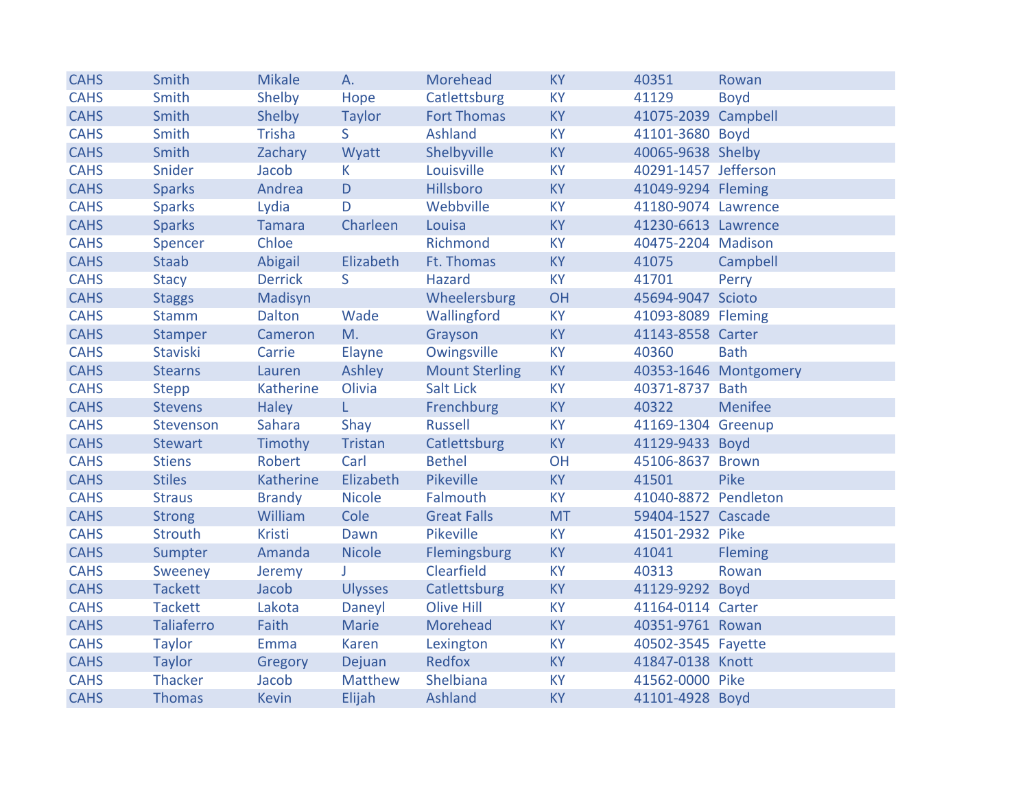| | | | | | | | |
|---|---|---|---|---|---|---|---|
| CAHS | Smith | Mikale | A. | Morehead | KY | 40351 | Rowan |
| CAHS | Smith | Shelby | Hope | Catlettsburg | KY | 41129 | Boyd |
| CAHS | Smith | Shelby | Taylor | Fort Thomas | KY | 41075-2039 | Campbell |
| CAHS | Smith | Trisha | S | Ashland | KY | 41101-3680 | Boyd |
| CAHS | Smith | Zachary | Wyatt | Shelbyville | KY | 40065-9638 | Shelby |
| CAHS | Snider | Jacob | K | Louisville | KY | 40291-1457 | Jefferson |
| CAHS | Sparks | Andrea | D | Hillsboro | KY | 41049-9294 | Fleming |
| CAHS | Sparks | Lydia | D | Webbville | KY | 41180-9074 | Lawrence |
| CAHS | Sparks | Tamara | Charleen | Louisa | KY | 41230-6613 | Lawrence |
| CAHS | Spencer | Chloe | | Richmond | KY | 40475-2204 | Madison |
| CAHS | Staab | Abigail | Elizabeth | Ft. Thomas | KY | 41075 | Campbell |
| CAHS | Stacy | Derrick | S | Hazard | KY | 41701 | Perry |
| CAHS | Staggs | Madisyn | | Wheelersburg | OH | 45694-9047 | Scioto |
| CAHS | Stamm | Dalton | Wade | Wallingford | KY | 41093-8089 | Fleming |
| CAHS | Stamper | Cameron | M. | Grayson | KY | 41143-8558 | Carter |
| CAHS | Staviski | Carrie | Elayne | Owingsville | KY | 40360 | Bath |
| CAHS | Stearns | Lauren | Ashley | Mount Sterling | KY | 40353-1646 | Montgomery |
| CAHS | Stepp | Katherine | Olivia | Salt Lick | KY | 40371-8737 | Bath |
| CAHS | Stevens | Haley | L | Frenchburg | KY | 40322 | Menifee |
| CAHS | Stevenson | Sahara | Shay | Russell | KY | 41169-1304 | Greenup |
| CAHS | Stewart | Timothy | Tristan | Catlettsburg | KY | 41129-9433 | Boyd |
| CAHS | Stiens | Robert | Carl | Bethel | OH | 45106-8637 | Brown |
| CAHS | Stiles | Katherine | Elizabeth | Pikeville | KY | 41501 | Pike |
| CAHS | Straus | Brandy | Nicole | Falmouth | KY | 41040-8872 | Pendleton |
| CAHS | Strong | William | Cole | Great Falls | MT | 59404-1527 | Cascade |
| CAHS | Strouth | Kristi | Dawn | Pikeville | KY | 41501-2932 | Pike |
| CAHS | Sumpter | Amanda | Nicole | Flemingsburg | KY | 41041 | Fleming |
| CAHS | Sweeney | Jeremy | J | Clearfield | KY | 40313 | Rowan |
| CAHS | Tackett | Jacob | Ulysses | Catlettsburg | KY | 41129-9292 | Boyd |
| CAHS | Tackett | Lakota | Daneyl | Olive Hill | KY | 41164-0114 | Carter |
| CAHS | Taliaferro | Faith | Marie | Morehead | KY | 40351-9761 | Rowan |
| CAHS | Taylor | Emma | Karen | Lexington | KY | 40502-3545 | Fayette |
| CAHS | Taylor | Gregory | Dejuan | Redfox | KY | 41847-0138 | Knott |
| CAHS | Thacker | Jacob | Matthew | Shelbiana | KY | 41562-0000 | Pike |
| CAHS | Thomas | Kevin | Elijah | Ashland | KY | 41101-4928 | Boyd |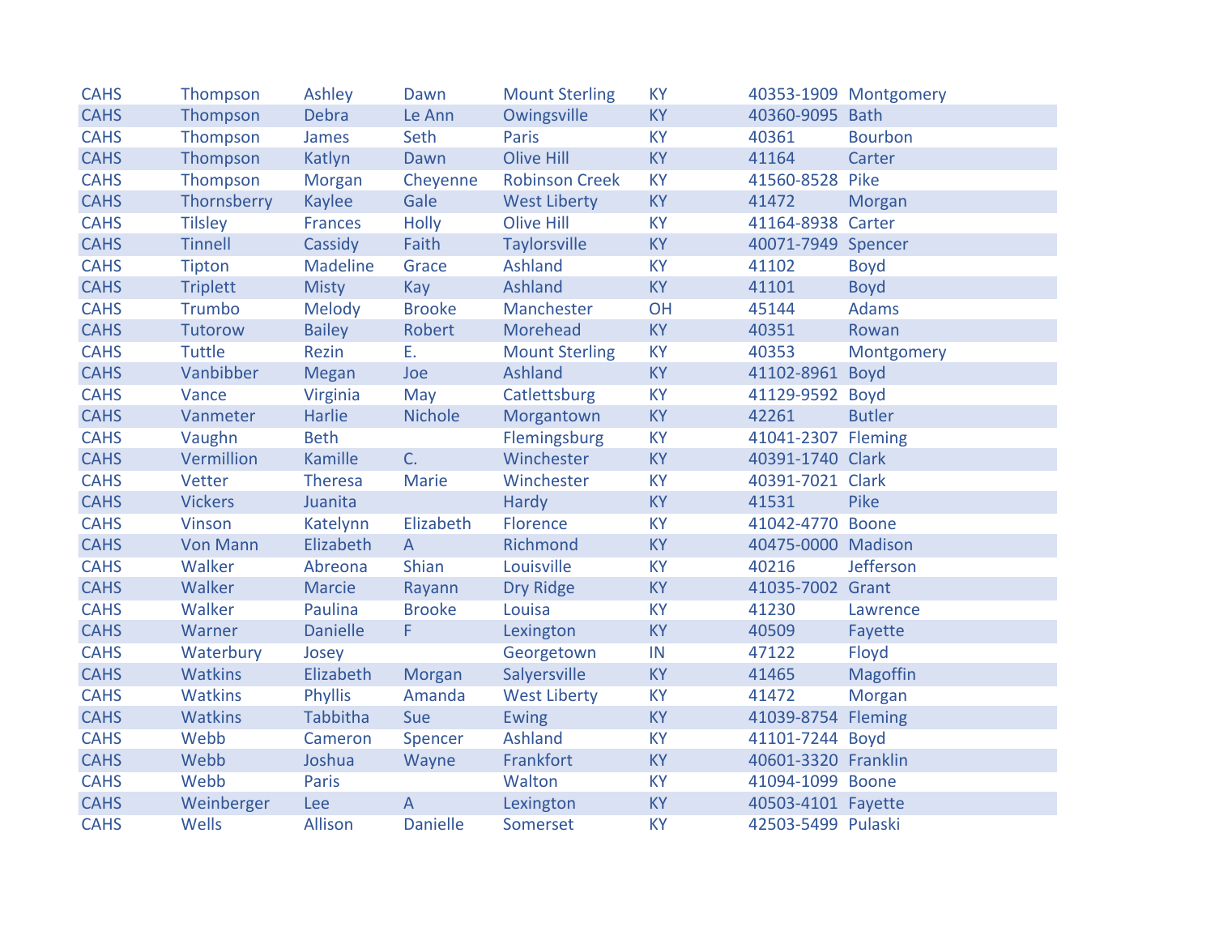| | | | | | | | |
|---|---|---|---|---|---|---|---|
| CAHS | Thompson | Ashley | Dawn | Mount Sterling | KY | 40353-1909 | Montgomery |
| CAHS | Thompson | Debra | Le Ann | Owingsville | KY | 40360-9095 | Bath |
| CAHS | Thompson | James | Seth | Paris | KY | 40361 | Bourbon |
| CAHS | Thompson | Katlyn | Dawn | Olive Hill | KY | 41164 | Carter |
| CAHS | Thompson | Morgan | Cheyenne | Robinson Creek | KY | 41560-8528 | Pike |
| CAHS | Thornsberry | Kaylee | Gale | West Liberty | KY | 41472 | Morgan |
| CAHS | Tilsley | Frances | Holly | Olive Hill | KY | 41164-8938 | Carter |
| CAHS | Tinnell | Cassidy | Faith | Taylorsville | KY | 40071-7949 | Spencer |
| CAHS | Tipton | Madeline | Grace | Ashland | KY | 41102 | Boyd |
| CAHS | Triplett | Misty | Kay | Ashland | KY | 41101 | Boyd |
| CAHS | Trumbo | Melody | Brooke | Manchester | OH | 45144 | Adams |
| CAHS | Tutorow | Bailey | Robert | Morehead | KY | 40351 | Rowan |
| CAHS | Tuttle | Rezin | E. | Mount Sterling | KY | 40353 | Montgomery |
| CAHS | Vanbibber | Megan | Joe | Ashland | KY | 41102-8961 | Boyd |
| CAHS | Vance | Virginia | May | Catlettsburg | KY | 41129-9592 | Boyd |
| CAHS | Vanmeter | Harlie | Nichole | Morgantown | KY | 42261 | Butler |
| CAHS | Vaughn | Beth | | Flemingsburg | KY | 41041-2307 | Fleming |
| CAHS | Vermillion | Kamille | C. | Winchester | KY | 40391-1740 | Clark |
| CAHS | Vetter | Theresa | Marie | Winchester | KY | 40391-7021 | Clark |
| CAHS | Vickers | Juanita | | Hardy | KY | 41531 | Pike |
| CAHS | Vinson | Katelynn | Elizabeth | Florence | KY | 41042-4770 | Boone |
| CAHS | Von Mann | Elizabeth | A | Richmond | KY | 40475-0000 | Madison |
| CAHS | Walker | Abreona | Shian | Louisville | KY | 40216 | Jefferson |
| CAHS | Walker | Marcie | Rayann | Dry Ridge | KY | 41035-7002 | Grant |
| CAHS | Walker | Paulina | Brooke | Louisa | KY | 41230 | Lawrence |
| CAHS | Warner | Danielle | F | Lexington | KY | 40509 | Fayette |
| CAHS | Waterbury | Josey | | Georgetown | IN | 47122 | Floyd |
| CAHS | Watkins | Elizabeth | Morgan | Salyersville | KY | 41465 | Magoffin |
| CAHS | Watkins | Phyllis | Amanda | West Liberty | KY | 41472 | Morgan |
| CAHS | Watkins | Tabbitha | Sue | Ewing | KY | 41039-8754 | Fleming |
| CAHS | Webb | Cameron | Spencer | Ashland | KY | 41101-7244 | Boyd |
| CAHS | Webb | Joshua | Wayne | Frankfort | KY | 40601-3320 | Franklin |
| CAHS | Webb | Paris | | Walton | KY | 41094-1099 | Boone |
| CAHS | Weinberger | Lee | A | Lexington | KY | 40503-4101 | Fayette |
| CAHS | Wells | Allison | Danielle | Somerset | KY | 42503-5499 | Pulaski |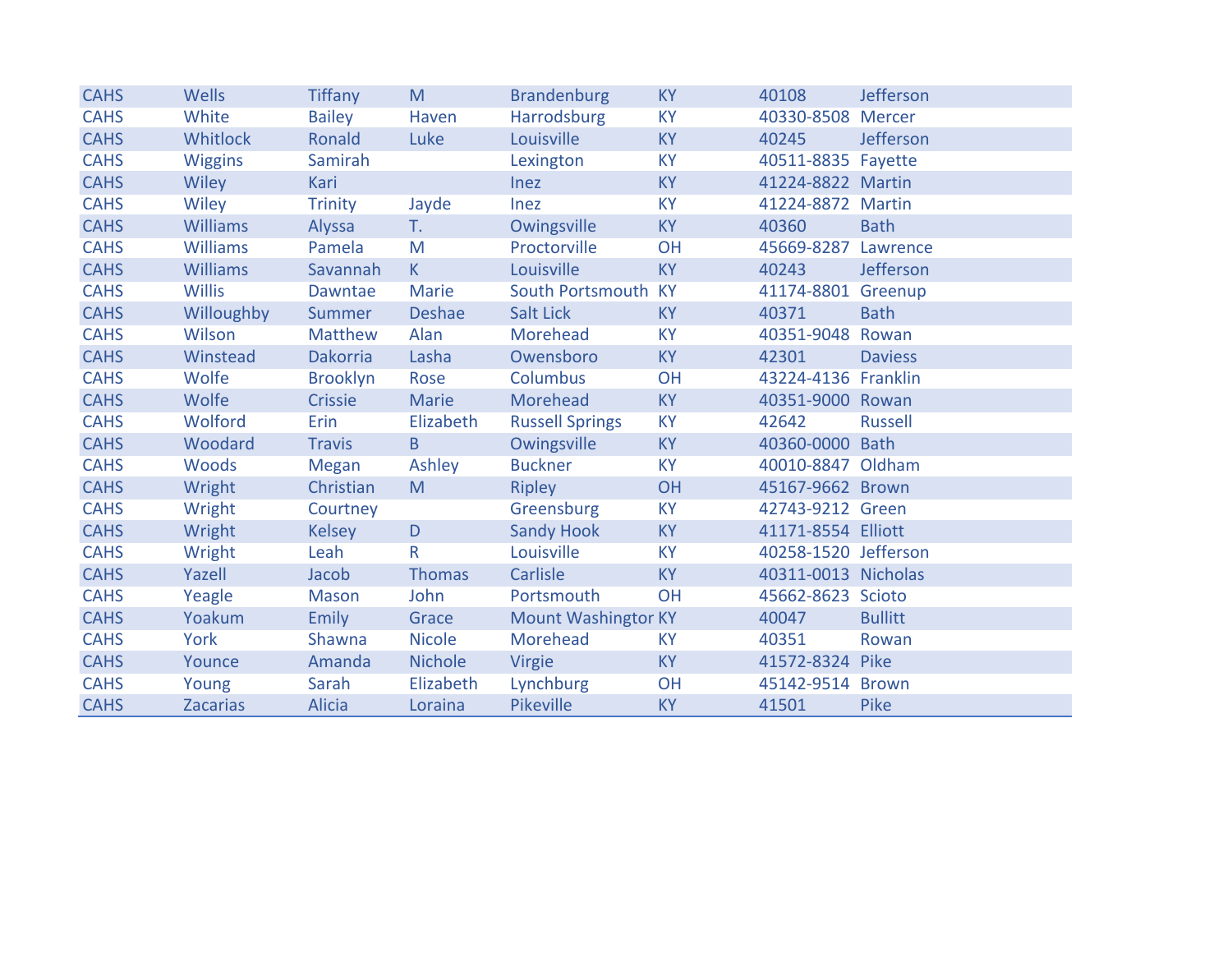| | | | | | | | |
|---|---|---|---|---|---|---|---|
| CAHS | Wells | Tiffany | M | Brandenburg | KY | 40108 | Jefferson |
| CAHS | White | Bailey | Haven | Harrodsburg | KY | 40330-8508 | Mercer |
| CAHS | Whitlock | Ronald | Luke | Louisville | KY | 40245 | Jefferson |
| CAHS | Wiggins | Samirah | | Lexington | KY | 40511-8835 | Fayette |
| CAHS | Wiley | Kari | | Inez | KY | 41224-8822 | Martin |
| CAHS | Wiley | Trinity | Jayde | Inez | KY | 41224-8872 | Martin |
| CAHS | Williams | Alyssa | T. | Owingsville | KY | 40360 | Bath |
| CAHS | Williams | Pamela | M | Proctorville | OH | 45669-8287 | Lawrence |
| CAHS | Williams | Savannah | K | Louisville | KY | 40243 | Jefferson |
| CAHS | Willis | Dawntae | Marie | South Portsmouth | KY | 41174-8801 | Greenup |
| CAHS | Willoughby | Summer | Deshae | Salt Lick | KY | 40371 | Bath |
| CAHS | Wilson | Matthew | Alan | Morehead | KY | 40351-9048 | Rowan |
| CAHS | Winstead | Dakorria | Lasha | Owensboro | KY | 42301 | Daviess |
| CAHS | Wolfe | Brooklyn | Rose | Columbus | OH | 43224-4136 | Franklin |
| CAHS | Wolfe | Crissie | Marie | Morehead | KY | 40351-9000 | Rowan |
| CAHS | Wolford | Erin | Elizabeth | Russell Springs | KY | 42642 | Russell |
| CAHS | Woodard | Travis | B | Owingsville | KY | 40360-0000 | Bath |
| CAHS | Woods | Megan | Ashley | Buckner | KY | 40010-8847 | Oldham |
| CAHS | Wright | Christian | M | Ripley | OH | 45167-9662 | Brown |
| CAHS | Wright | Courtney | | Greensburg | KY | 42743-9212 | Green |
| CAHS | Wright | Kelsey | D | Sandy Hook | KY | 41171-8554 | Elliott |
| CAHS | Wright | Leah | R | Louisville | KY | 40258-1520 | Jefferson |
| CAHS | Yazell | Jacob | Thomas | Carlisle | KY | 40311-0013 | Nicholas |
| CAHS | Yeagle | Mason | John | Portsmouth | OH | 45662-8623 | Scioto |
| CAHS | Yoakum | Emily | Grace | Mount Washingtor | KY | 40047 | Bullitt |
| CAHS | York | Shawna | Nicole | Morehead | KY | 40351 | Rowan |
| CAHS | Younce | Amanda | Nichole | Virgie | KY | 41572-8324 | Pike |
| CAHS | Young | Sarah | Elizabeth | Lynchburg | OH | 45142-9514 | Brown |
| CAHS | Zacarias | Alicia | Loraina | Pikeville | KY | 41501 | Pike |